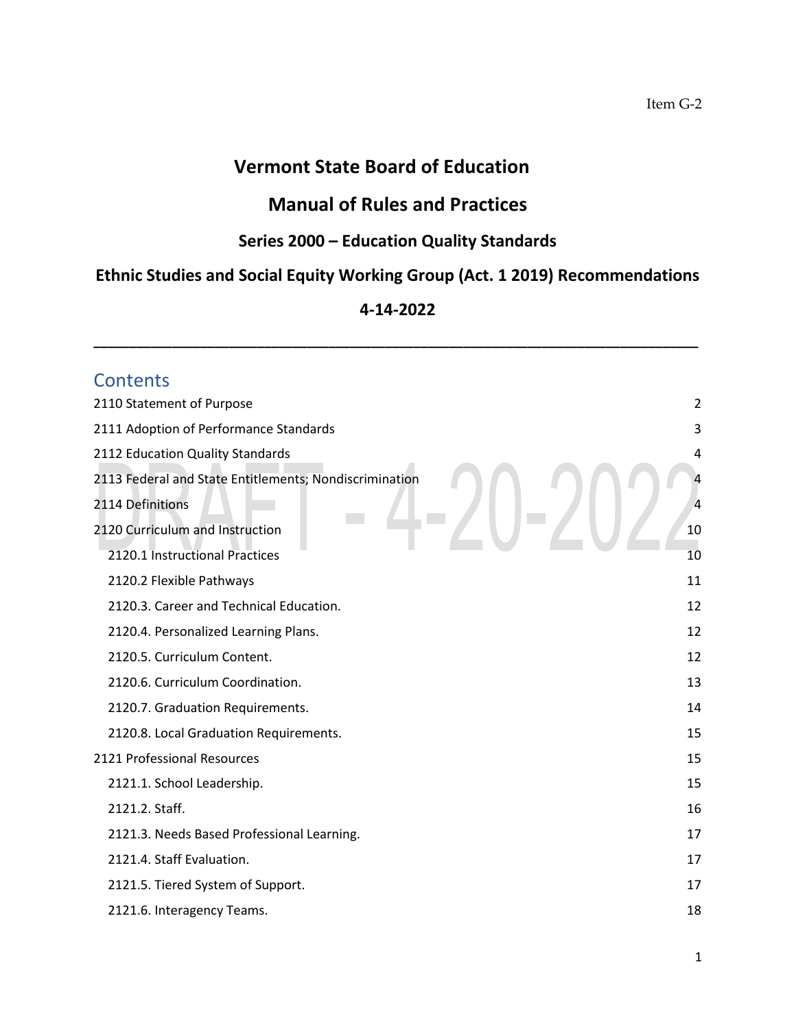Item G-2

# Vermont State Board of Education

## Manual of Rules and Practices

### Series 2000 – Education Quality Standards

### Ethnic Studies and Social Equity Working Group (Act. 1 2019) Recommendations

### 4-14-2022

---

DRAFT - 4-20-2022

## Contents

| | |
|---|---|
| 2110 Statement of Purpose | 2 |
| 2111 Adoption of Performance Standards | 3 |
| 2112 Education Quality Standards | 4 |
| 2113 Federal and State Entitlements; Nondiscrimination | 4 |
| 2114 Definitions | 4 |
| 2120 Curriculum and Instruction | 10 |
| 2120.1 Instructional Practices | 10 |
| 2120.2 Flexible Pathways | 11 |
| 2120.3. Career and Technical Education. | 12 |
| 2120.4. Personalized Learning Plans. | 12 |
| 2120.5. Curriculum Content. | 12 |
| 2120.6. Curriculum Coordination. | 13 |
| 2120.7. Graduation Requirements. | 14 |
| 2120.8. Local Graduation Requirements. | 15 |
| 2121 Professional Resources | 15 |
| 2121.1. School Leadership. | 15 |
| 2121.2. Staff. | 16 |
| 2121.3. Needs Based Professional Learning. | 17 |
| 2121.4. Staff Evaluation. | 17 |
| 2121.5. Tiered System of Support. | 17 |
| 2121.6. Interagency Teams. | 18 |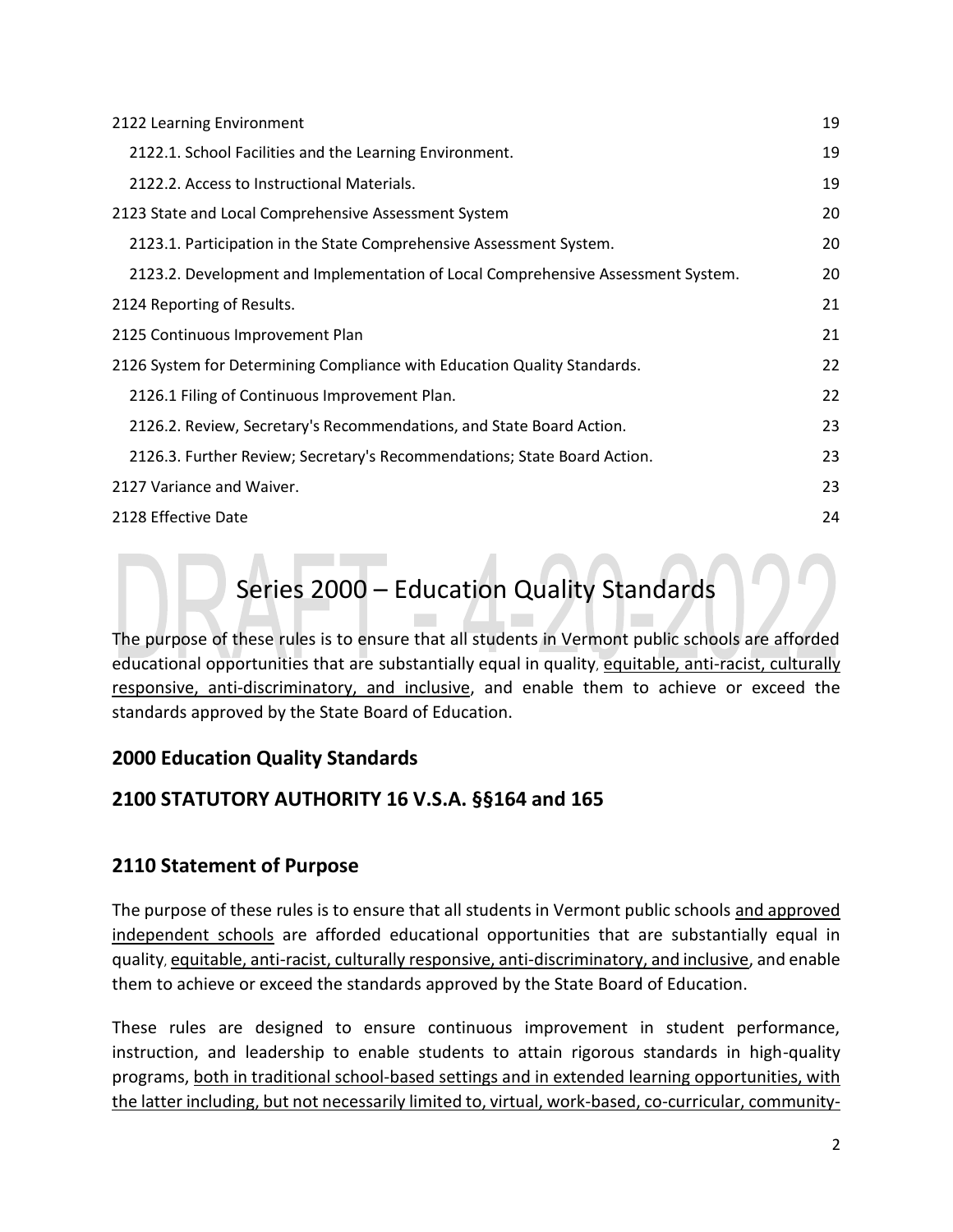| | |
|---|---|
| 2122 Learning Environment | 19 |
| 2122.1. School Facilities and the Learning Environment. | 19 |
| 2122.2. Access to Instructional Materials. | 19 |
| 2123 State and Local Comprehensive Assessment System | 20 |
| 2123.1. Participation in the State Comprehensive Assessment System. | 20 |
| 2123.2. Development and Implementation of Local Comprehensive Assessment System. | 20 |
| 2124 Reporting of Results. | 21 |
| 2125 Continuous Improvement Plan | 21 |
| 2126 System for Determining Compliance with Education Quality Standards. | 22 |
| 2126.1 Filing of Continuous Improvement Plan. | 22 |
| 2126.2. Review, Secretary's Recommendations, and State Board Action. | 23 |
| 2126.3. Further Review; Secretary's Recommendations; State Board Action. | 23 |
| 2127 Variance and Waiver. | 23 |
| 2128 Effective Date | 24 |

DRAFT - 4-20-2022

# Series 2000 – Education Quality Standards

The purpose of these rules is to ensure that all students in Vermont public schools are afforded educational opportunities that are substantially equal in quality, <u>equitable, anti-racist, culturally responsive, anti-discriminatory, and inclusive</u>, and enable them to achieve or exceed the standards approved by the State Board of Education.

## 2000 Education Quality Standards

## 2100 STATUTORY AUTHORITY 16 V.S.A. §§164 and 165

## 2110 Statement of Purpose

The purpose of these rules is to ensure that all students in Vermont public schools <u>and approved independent schools</u> are afforded educational opportunities that are substantially equal in quality, <u>equitable, anti-racist, culturally responsive, anti-discriminatory, and inclusive</u>, and enable them to achieve or exceed the standards approved by the State Board of Education.

These rules are designed to ensure continuous improvement in student performance, instruction, and leadership to enable students to attain rigorous standards in high-quality programs, <u>both in traditional school-based settings and in extended learning opportunities, with the latter including, but not necessarily limited to, virtual, work-based, co-curricular, community-</u>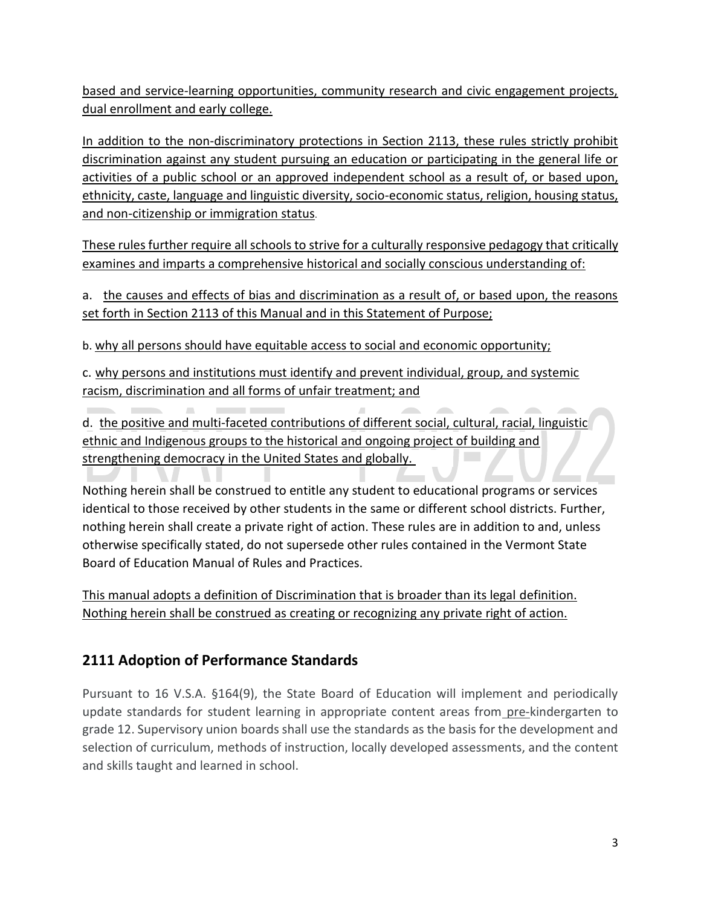based and service-learning opportunities, community research and civic engagement projects, dual enrollment and early college.

In addition to the non-discriminatory protections in Section 2113, these rules strictly prohibit discrimination against any student pursuing an education or participating in the general life or activities of a public school or an approved independent school as a result of, or based upon, ethnicity, caste, language and linguistic diversity, socio-economic status, religion, housing status, and non-citizenship or immigration status.

These rules further require all schools to strive for a culturally responsive pedagogy that critically examines and imparts a comprehensive historical and socially conscious understanding of:

a. the causes and effects of bias and discrimination as a result of, or based upon, the reasons set forth in Section 2113 of this Manual and in this Statement of Purpose;

b. why all persons should have equitable access to social and economic opportunity;

c. why persons and institutions must identify and prevent individual, group, and systemic racism, discrimination and all forms of unfair treatment; and

d. the positive and multi-faceted contributions of different social, cultural, racial, linguistic ethnic and Indigenous groups to the historical and ongoing project of building and strengthening democracy in the United States and globally.

Nothing herein shall be construed to entitle any student to educational programs or services identical to those received by other students in the same or different school districts. Further, nothing herein shall create a private right of action. These rules are in addition to and, unless otherwise specifically stated, do not supersede other rules contained in the Vermont State Board of Education Manual of Rules and Practices.

This manual adopts a definition of Discrimination that is broader than its legal definition. Nothing herein shall be construed as creating or recognizing any private right of action.

## 2111 Adoption of Performance Standards

Pursuant to 16 V.S.A. §164(9), the State Board of Education will implement and periodically update standards for student learning in appropriate content areas from pre-kindergarten to grade 12. Supervisory union boards shall use the standards as the basis for the development and selection of curriculum, methods of instruction, locally developed assessments, and the content and skills taught and learned in school.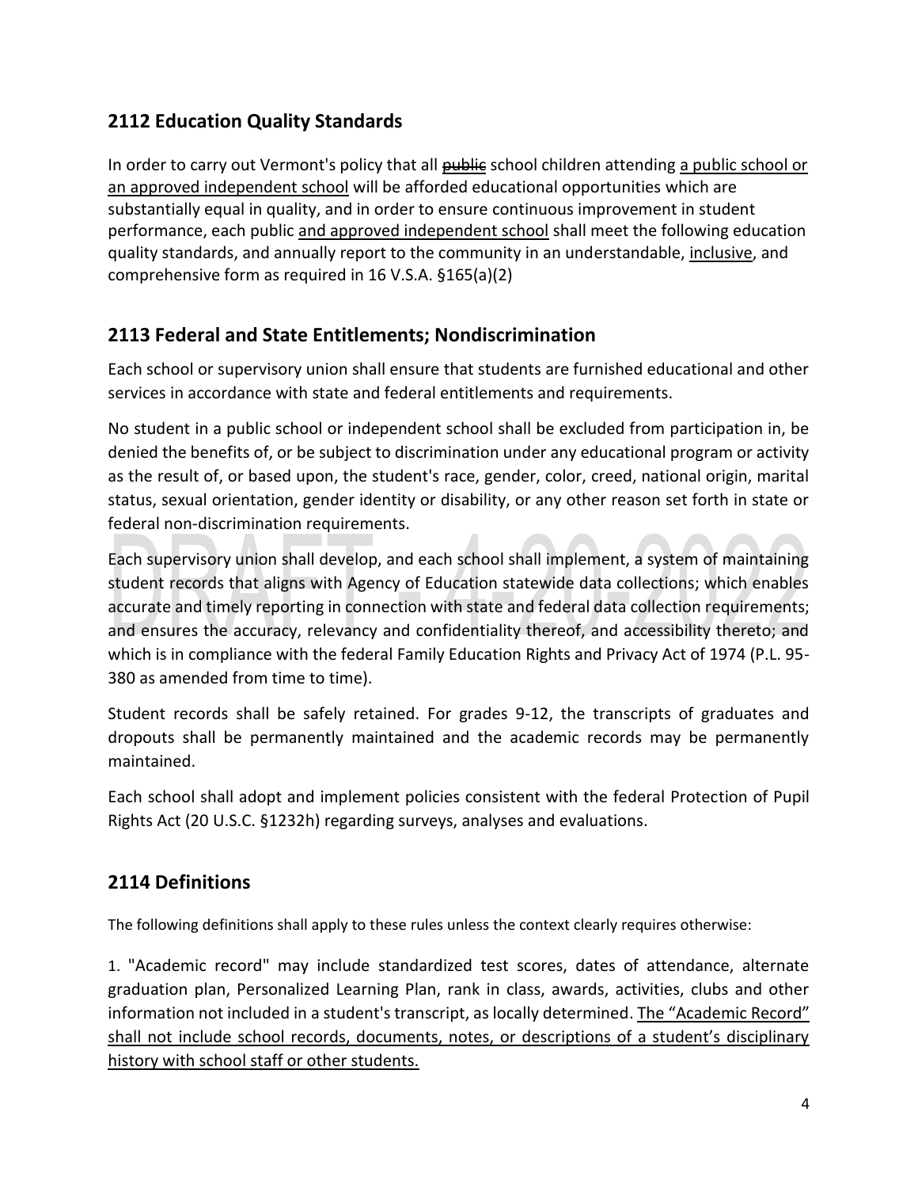## 2112 Education Quality Standards

In order to carry out Vermont's policy that all ~~public~~ school children attending <u>a public school or an approved independent school</u> will be afforded educational opportunities which are substantially equal in quality, and in order to ensure continuous improvement in student performance, each public <u>and approved independent school</u> shall meet the following education quality standards, and annually report to the community in an understandable, <u>inclusive</u>, and comprehensive form as required in 16 V.S.A. §165(a)(2)

## 2113 Federal and State Entitlements; Nondiscrimination

Each school or supervisory union shall ensure that students are furnished educational and other services in accordance with state and federal entitlements and requirements.

No student in a public school or independent school shall be excluded from participation in, be denied the benefits of, or be subject to discrimination under any educational program or activity as the result of, or based upon, the student's race, gender, color, creed, national origin, marital status, sexual orientation, gender identity or disability, or any other reason set forth in state or federal non-discrimination requirements.

Each supervisory union shall develop, and each school shall implement, a system of maintaining student records that aligns with Agency of Education statewide data collections; which enables accurate and timely reporting in connection with state and federal data collection requirements; and ensures the accuracy, relevancy and confidentiality thereof, and accessibility thereto; and which is in compliance with the federal Family Education Rights and Privacy Act of 1974 (P.L. 95-380 as amended from time to time).

Student records shall be safely retained. For grades 9-12, the transcripts of graduates and dropouts shall be permanently maintained and the academic records may be permanently maintained.

Each school shall adopt and implement policies consistent with the federal Protection of Pupil Rights Act (20 U.S.C. §1232h) regarding surveys, analyses and evaluations.

## 2114 Definitions

The following definitions shall apply to these rules unless the context clearly requires otherwise:

1. "Academic record" may include standardized test scores, dates of attendance, alternate graduation plan, Personalized Learning Plan, rank in class, awards, activities, clubs and other information not included in a student's transcript, as locally determined. <u>The "Academic Record" shall not include school records, documents, notes, or descriptions of a student's disciplinary history with school staff or other students.</u>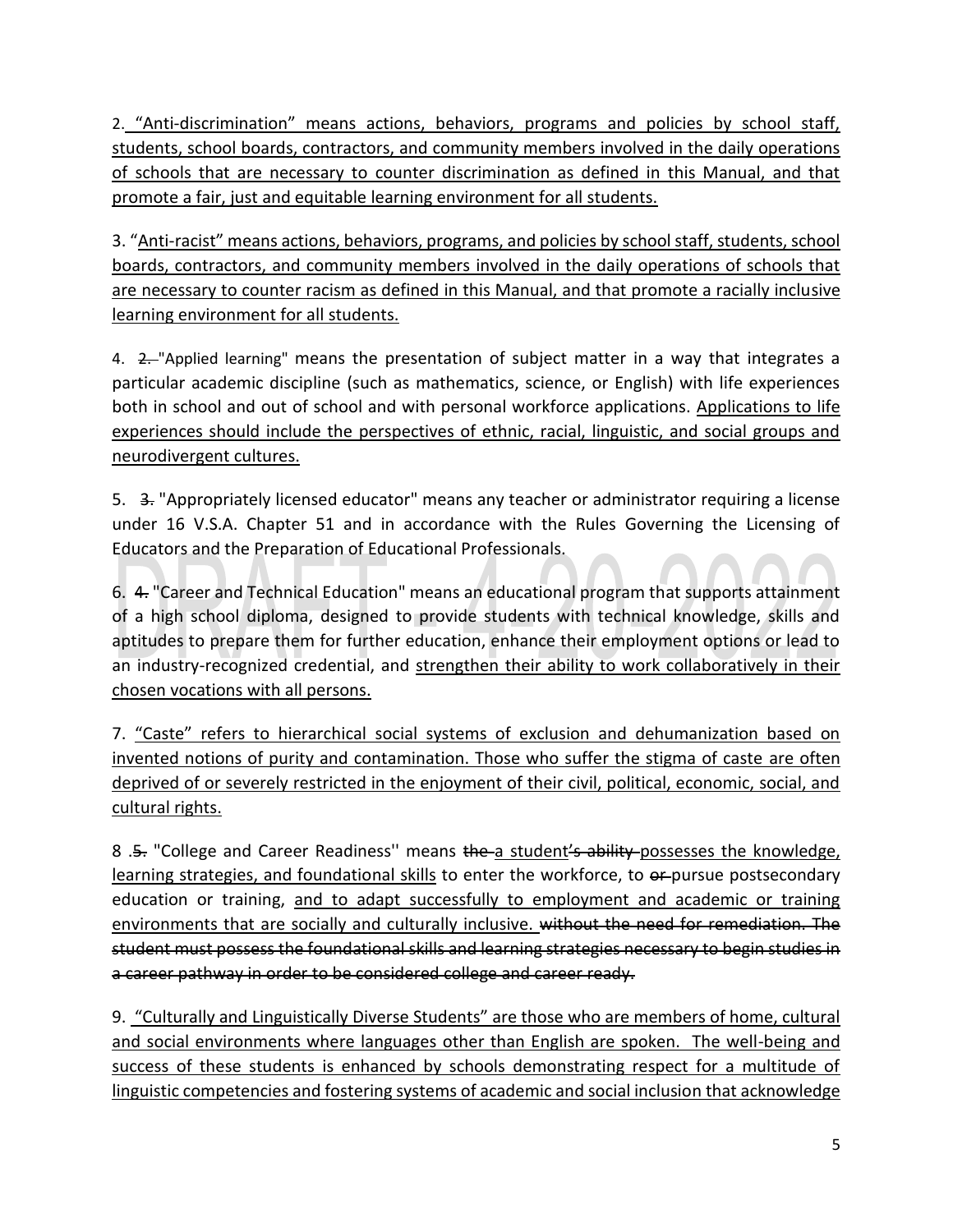2. <u>"Anti-discrimination" means actions, behaviors, programs and policies by school staff, students, school boards, contractors, and community members involved in the daily operations of schools that are necessary to counter discrimination as defined in this Manual, and that promote a fair, just and equitable learning environment for all students.</u>

3. "<u>Anti-racist" means actions, behaviors, programs, and policies by school staff, students, school boards, contractors, and community members involved in the daily operations of schools that are necessary to counter racism as defined in this Manual, and that promote a racially inclusive learning environment for all students.</u>

4. ~~2.~~ "Applied learning" means the presentation of subject matter in a way that integrates a particular academic discipline (such as mathematics, science, or English) with life experiences both in school and out of school and with personal workforce applications. <u>Applications to life experiences should include the perspectives of ethnic, racial, linguistic, and social groups and neurodivergent cultures.</u>

5. ~~3.~~ "Appropriately licensed educator" means any teacher or administrator requiring a license under 16 V.S.A. Chapter 51 and in accordance with the Rules Governing the Licensing of Educators and the Preparation of Educational Professionals.

6. ~~4.~~ "Career and Technical Education" means an educational program that supports attainment of a high school diploma, designed to provide students with technical knowledge, skills and aptitudes to prepare them for further education, enhance their employment options or lead to an industry-recognized credential, and <u>strengthen their ability to work collaboratively in their chosen vocations with all persons.</u>

7. <u>"Caste" refers to hierarchical social systems of exclusion and dehumanization based on invented notions of purity and contamination. Those who suffer the stigma of caste are often deprived of or severely restricted in the enjoyment of their civil, political, economic, social, and cultural rights.</u>

8 .~~5.~~ "College and Career Readiness'' means ~~the~~ <u>a</u> student~~'s ability~~ <u>possesses the knowledge, learning strategies, and foundational skills</u> to enter the workforce, to ~~or~~ pursue postsecondary education or training, <u>and to adapt successfully to employment and academic or training environments that are socially and culturally inclusive.</u> ~~without the need for remediation. The student must possess the foundational skills and learning strategies necessary to begin studies in a career pathway in order to be considered college and career ready.~~

9. <u>"Culturally and Linguistically Diverse Students" are those who are members of home, cultural and social environments where languages other than English are spoken. The well-being and success of these students is enhanced by schools demonstrating respect for a multitude of linguistic competencies and fostering systems of academic and social inclusion that acknowledge</u>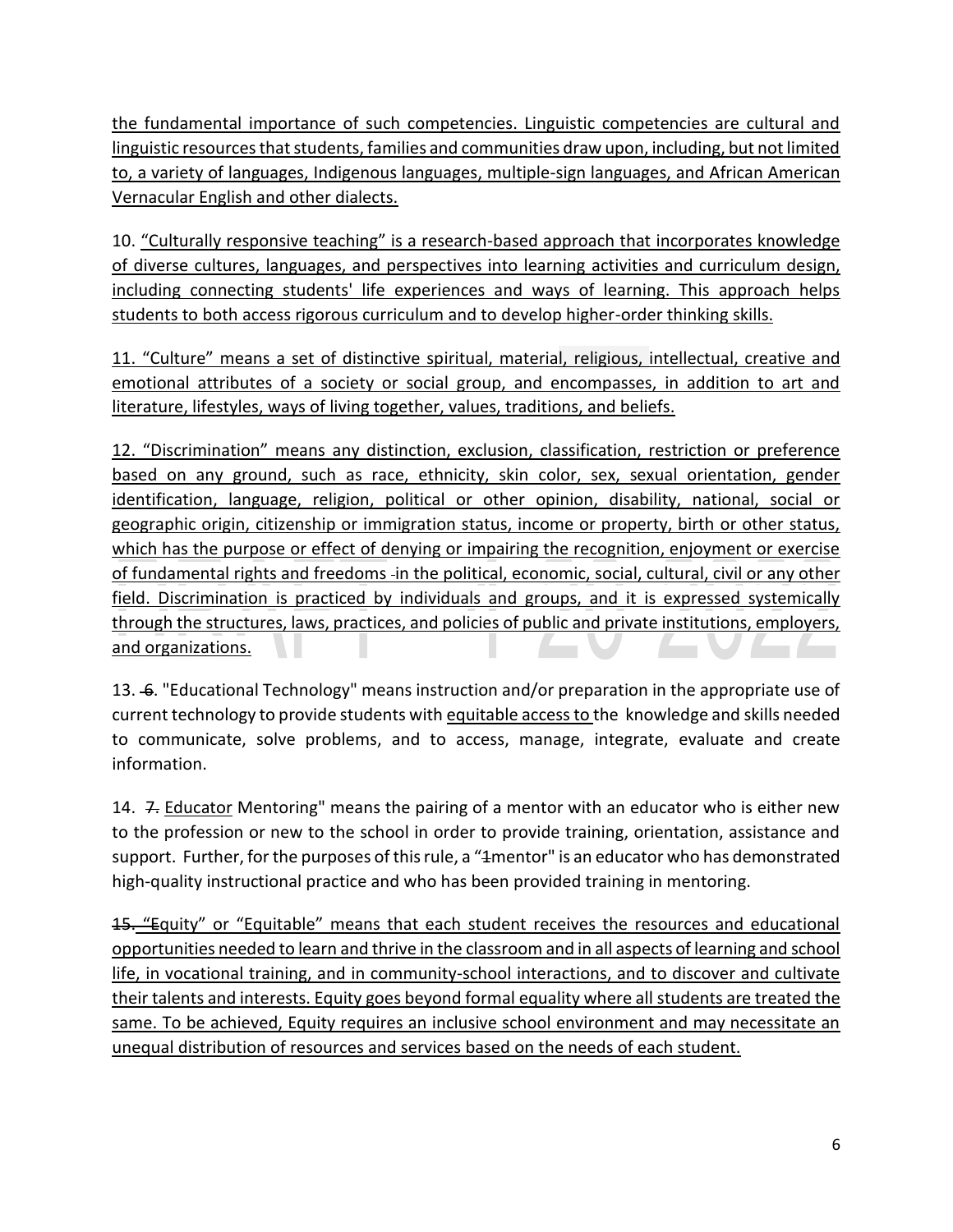the fundamental importance of such competencies. Linguistic competencies are cultural and linguistic resources that students, families and communities draw upon, including, but not limited to, a variety of languages, Indigenous languages, multiple-sign languages, and African American Vernacular English and other dialects.

10. "Culturally responsive teaching" is a research-based approach that incorporates knowledge of diverse cultures, languages, and perspectives into learning activities and curriculum design, including connecting students' life experiences and ways of learning. This approach helps students to both access rigorous curriculum and to develop higher-order thinking skills.

11. "Culture" means a set of distinctive spiritual, material, religious, intellectual, creative and emotional attributes of a society or social group, and encompasses, in addition to art and literature, lifestyles, ways of living together, values, traditions, and beliefs.

12. "Discrimination" means any distinction, exclusion, classification, restriction or preference based on any ground, such as race, ethnicity, skin color, sex, sexual orientation, gender identification, language, religion, political or other opinion, disability, national, social or geographic origin, citizenship or immigration status, income or property, birth or other status, which has the purpose or effect of denying or impairing the recognition, enjoyment or exercise of fundamental rights and freedoms in the political, economic, social, cultural, civil or any other field. Discrimination is practiced by individuals and groups, and it is expressed systemically through the structures, laws, practices, and policies of public and private institutions, employers, and organizations.

13. ~~6~~. "Educational Technology" means instruction and/or preparation in the appropriate use of current technology to provide students with equitable access to the knowledge and skills needed to communicate, solve problems, and to access, manage, integrate, evaluate and create information.

14. ~~7.~~ Educator Mentoring" means the pairing of a mentor with an educator who is either new to the profession or new to the school in order to provide training, orientation, assistance and support. Further, for the purposes of this rule, a "~~1~~mentor" is an educator who has demonstrated high-quality instructional practice and who has been provided training in mentoring.

~~15. "E~~quity" or "Equitable" means that each student receives the resources and educational opportunities needed to learn and thrive in the classroom and in all aspects of learning and school life, in vocational training, and in community-school interactions, and to discover and cultivate their talents and interests. Equity goes beyond formal equality where all students are treated the same. To be achieved, Equity requires an inclusive school environment and may necessitate an unequal distribution of resources and services based on the needs of each student.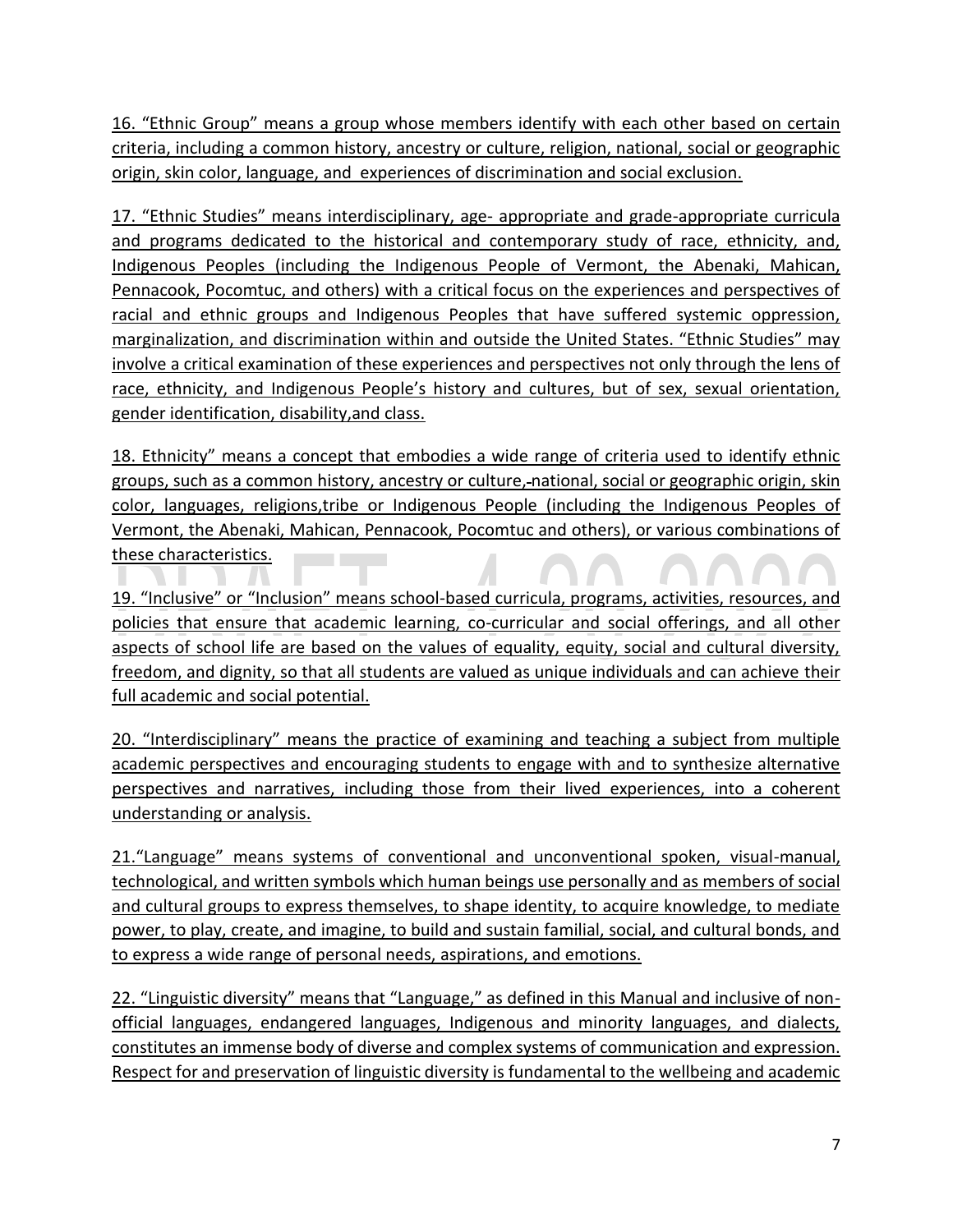16. “Ethnic Group” means a group whose members identify with each other based on certain criteria, including a common history, ancestry or culture, religion, national, social or geographic origin, skin color, language, and experiences of discrimination and social exclusion.

17. “Ethnic Studies” means interdisciplinary, age- appropriate and grade-appropriate curricula and programs dedicated to the historical and contemporary study of race, ethnicity, and, Indigenous Peoples (including the Indigenous People of Vermont, the Abenaki, Mahican, Pennacook, Pocomtuc, and others) with a critical focus on the experiences and perspectives of racial and ethnic groups and Indigenous Peoples that have suffered systemic oppression, marginalization, and discrimination within and outside the United States. “Ethnic Studies” may involve a critical examination of these experiences and perspectives not only through the lens of race, ethnicity, and Indigenous People’s history and cultures, but of sex, sexual orientation, gender identification, disability,and class.

18. Ethnicity” means a concept that embodies a wide range of criteria used to identify ethnic groups, such as a common history, ancestry or culture, national, social or geographic origin, skin color, languages, religions,tribe or Indigenous People (including the Indigenous Peoples of Vermont, the Abenaki, Mahican, Pennacook, Pocomtuc and others), or various combinations of these characteristics.

19. “Inclusive” or “Inclusion” means school-based curricula, programs, activities, resources, and policies that ensure that academic learning, co-curricular and social offerings, and all other aspects of school life are based on the values of equality, equity, social and cultural diversity, freedom, and dignity, so that all students are valued as unique individuals and can achieve their full academic and social potential.

20. “Interdisciplinary” means the practice of examining and teaching a subject from multiple academic perspectives and encouraging students to engage with and to synthesize alternative perspectives and narratives, including those from their lived experiences, into a coherent understanding or analysis.

21.“Language” means systems of conventional and unconventional spoken, visual-manual, technological, and written symbols which human beings use personally and as members of social and cultural groups to express themselves, to shape identity, to acquire knowledge, to mediate power, to play, create, and imagine, to build and sustain familial, social, and cultural bonds, and to express a wide range of personal needs, aspirations, and emotions.

22. “Linguistic diversity” means that “Language,” as defined in this Manual and inclusive of non-official languages, endangered languages, Indigenous and minority languages, and dialects, constitutes an immense body of diverse and complex systems of communication and expression. Respect for and preservation of linguistic diversity is fundamental to the wellbeing and academic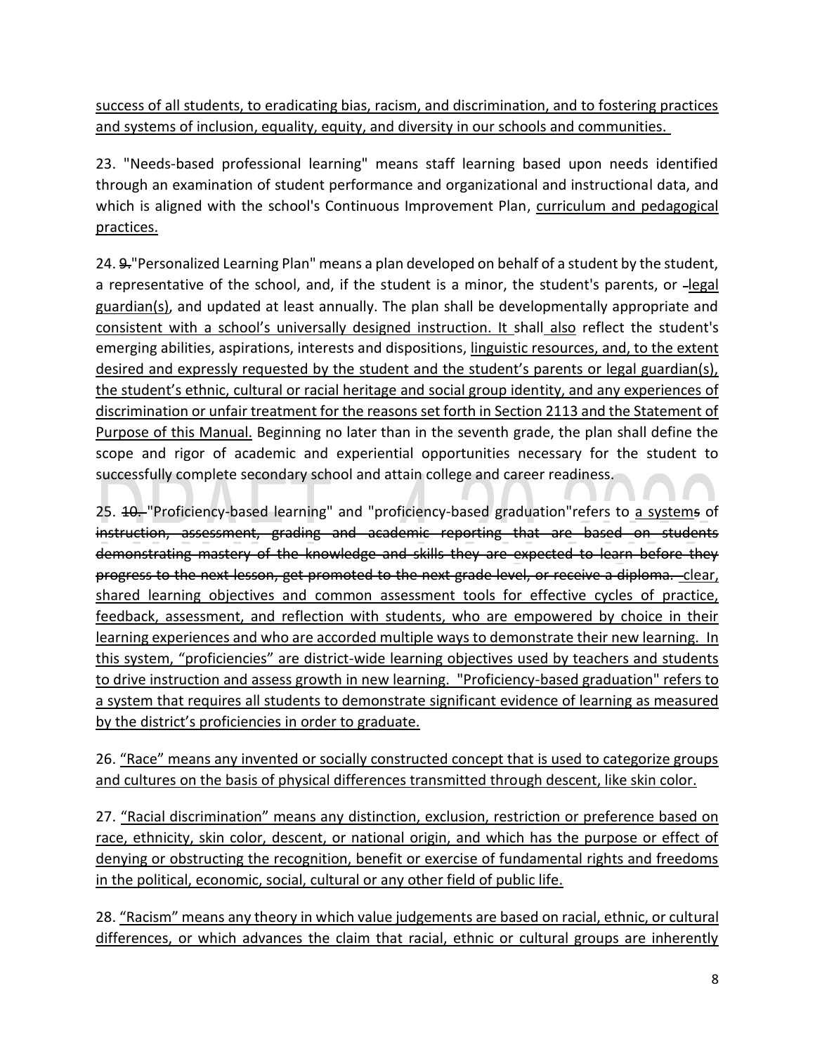<u>success of all students, to eradicating bias, racism, and discrimination, and to fostering practices and systems of inclusion, equality, equity, and diversity in our schools and communities.</u>

23. "Needs-based professional learning" means staff learning based upon needs identified through an examination of student performance and organizational and instructional data, and which is aligned with the school's Continuous Improvement Plan, <u>curriculum and pedagogical practices.</u>

24. ~~9.~~"Personalized Learning Plan" means a plan developed on behalf of a student by the student, a representative of the school, and, if the student is a minor, the student's parents, or ~~l~~<u>legal guardian(s)</u>, and updated at least annually. The plan shall be developmentally appropriate and <u>consistent with a school's universally designed instruction. It</u> shall <u>also</u> reflect the student's emerging abilities, aspirations, interests and dispositions, <u>linguistic resources, and, to the extent desired and expressly requested by the student and the student's parents or legal guardian(s), the student's ethnic, cultural or racial heritage and social group identity, and any experiences of discrimination or unfair treatment for the reasons set forth in Section 2113 and the Statement of Purpose of this Manual.</u> Beginning no later than in the seventh grade, the plan shall define the scope and rigor of academic and experiential opportunities necessary for the student to successfully complete secondary school and attain college and career readiness.

25. ~~10.~~ "Proficiency-based learning" and "proficiency-based graduation"refers to <u>a</u> system~~s~~ of ~~instruction, assessment, grading and academic reporting that are based on students demonstrating mastery of the knowledge and skills they are expected to learn before they progress to the next lesson, get promoted to the next grade level, or receive a diploma.~~ <u>clear, shared learning objectives and common assessment tools for effective cycles of practice, feedback, assessment, and reflection with students, who are empowered by choice in their learning experiences and who are accorded multiple ways to demonstrate their new learning. In this system, "proficiencies" are district-wide learning objectives used by teachers and students to drive instruction and assess growth in new learning. "Proficiency-based graduation" refers to a system that requires all students to demonstrate significant evidence of learning as measured by the district's proficiencies in order to graduate.</u>

26. <u>"Race" means any invented or socially constructed concept that is used to categorize groups and cultures on the basis of physical differences transmitted through descent, like skin color.</u>

27. <u>"Racial discrimination" means any distinction, exclusion, restriction or preference based on race, ethnicity, skin color, descent, or national origin, and which has the purpose or effect of denying or obstructing the recognition, benefit or exercise of fundamental rights and freedoms in the political, economic, social, cultural or any other field of public life.</u>

28. <u>"Racism" means any theory in which value judgements are based on racial, ethnic, or cultural differences, or which advances the claim that racial, ethnic or cultural groups are inherently</u>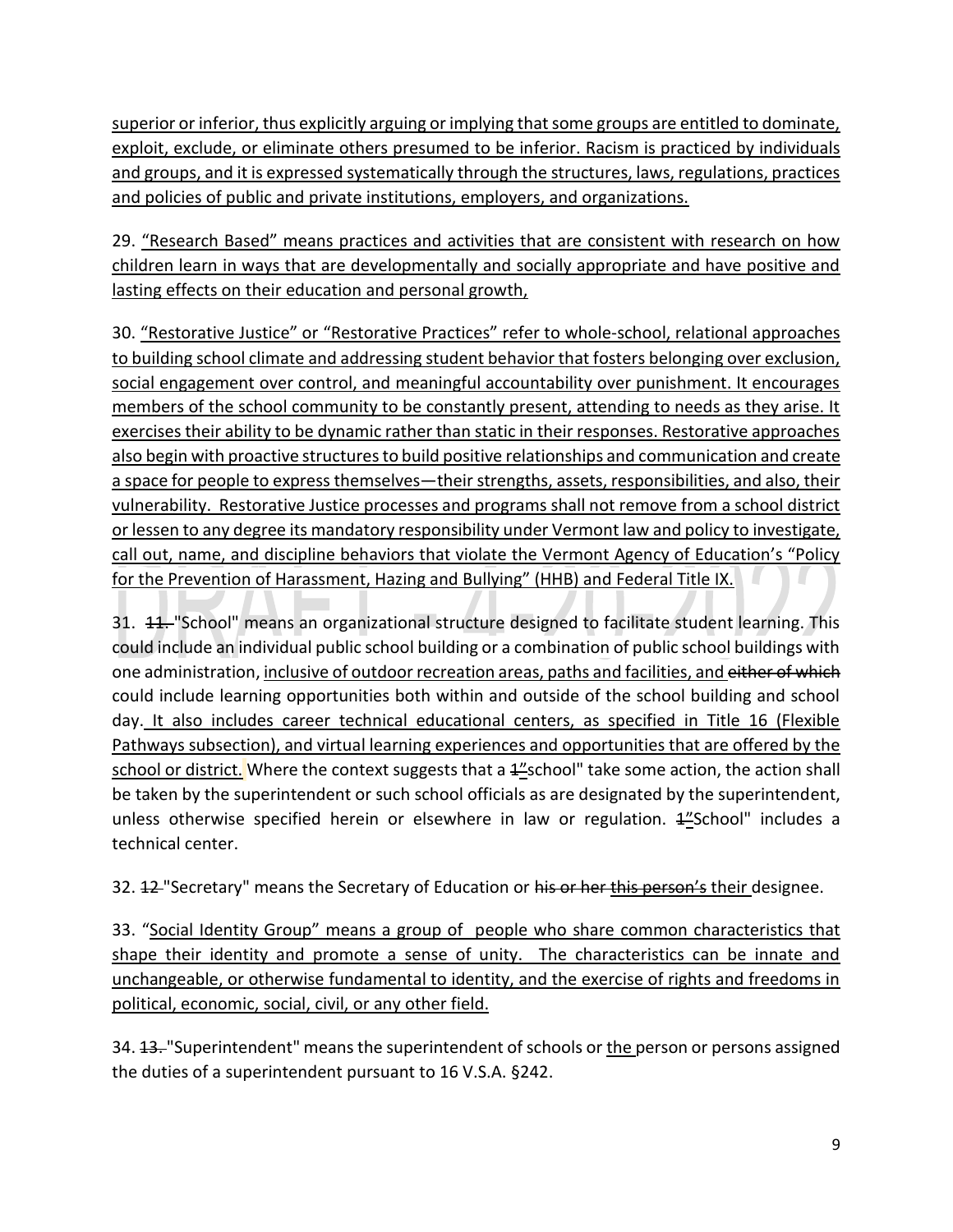superior or inferior, thus explicitly arguing or implying that some groups are entitled to dominate, exploit, exclude, or eliminate others presumed to be inferior. Racism is practiced by individuals and groups, and it is expressed systematically through the structures, laws, regulations, practices and policies of public and private institutions, employers, and organizations.

29. "Research Based" means practices and activities that are consistent with research on how children learn in ways that are developmentally and socially appropriate and have positive and lasting effects on their education and personal growth,

30. "Restorative Justice" or "Restorative Practices" refer to whole-school, relational approaches to building school climate and addressing student behavior that fosters belonging over exclusion, social engagement over control, and meaningful accountability over punishment. It encourages members of the school community to be constantly present, attending to needs as they arise. It exercises their ability to be dynamic rather than static in their responses. Restorative approaches also begin with proactive structures to build positive relationships and communication and create a space for people to express themselves—their strengths, assets, responsibilities, and also, their vulnerability. Restorative Justice processes and programs shall not remove from a school district or lessen to any degree its mandatory responsibility under Vermont law and policy to investigate, call out, name, and discipline behaviors that violate the Vermont Agency of Education's "Policy for the Prevention of Harassment, Hazing and Bullying" (HHB) and Federal Title IX.

31. ~~11.~~ "School" means an organizational structure designed to facilitate student learning. This could include an individual public school building or a combination of public school buildings with one administration, inclusive of outdoor recreation areas, paths and facilities, and ~~either of which~~ could include learning opportunities both within and outside of the school building and school day. It also includes career technical educational centers, as specified in Title 16 (Flexible Pathways subsection), and virtual learning experiences and opportunities that are offered by the school or district. Where the context suggests that a ~~1~~"school" take some action, the action shall be taken by the superintendent or such school officials as are designated by the superintendent, unless otherwise specified herein or elsewhere in law or regulation. ~~1~~"School" includes a technical center.

32. ~~12~~ "Secretary" means the Secretary of Education or ~~his or her this person's~~ their designee.

33. "Social Identity Group" means a group of people who share common characteristics that shape their identity and promote a sense of unity. The characteristics can be innate and unchangeable, or otherwise fundamental to identity, and the exercise of rights and freedoms in political, economic, social, civil, or any other field.

34. ~~13.~~ "Superintendent" means the superintendent of schools or the person or persons assigned the duties of a superintendent pursuant to 16 V.S.A. §242.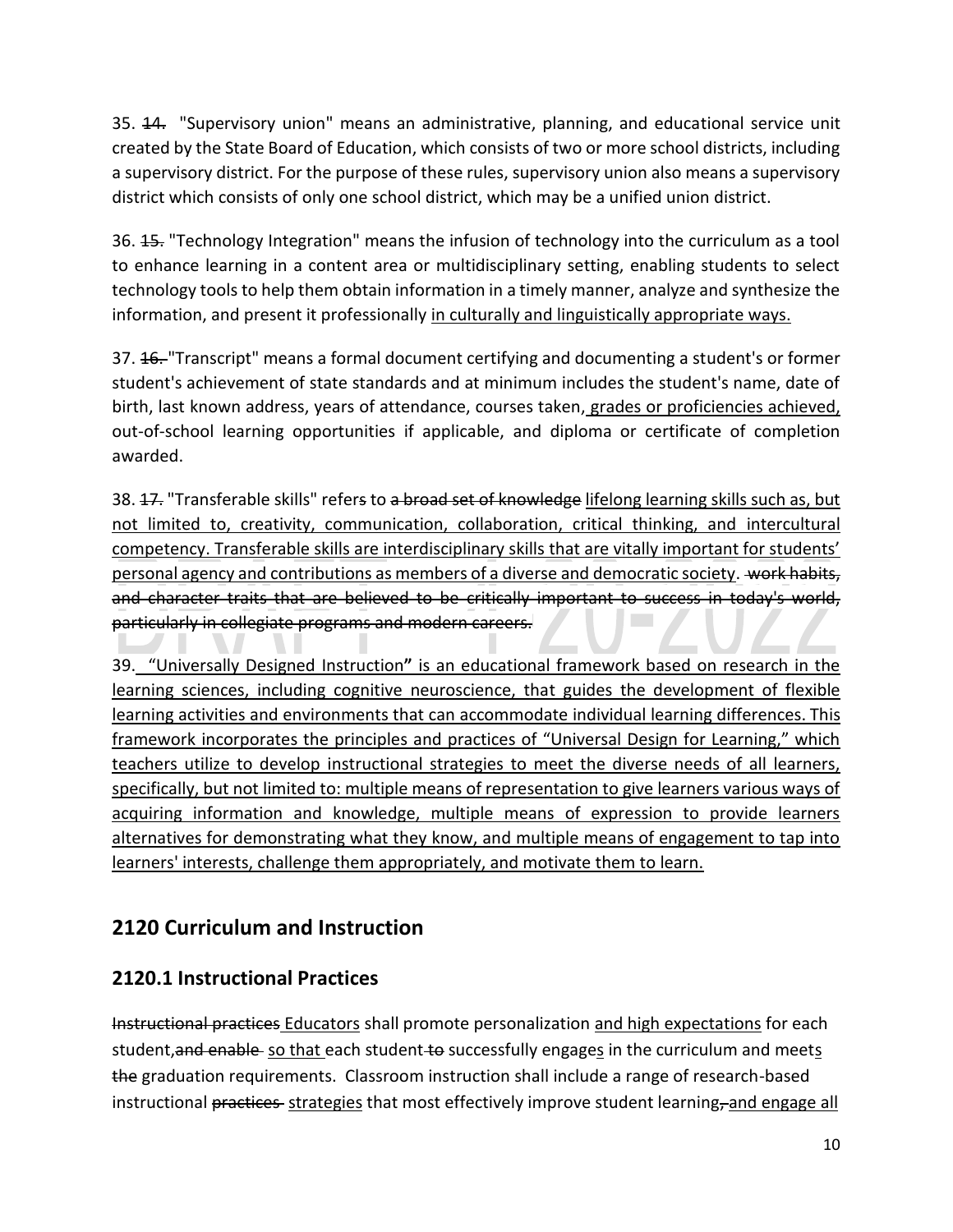35. ~~14.~~ "Supervisory union" means an administrative, planning, and educational service unit created by the State Board of Education, which consists of two or more school districts, including a supervisory district. For the purpose of these rules, supervisory union also means a supervisory district which consists of only one school district, which may be a unified union district.

36. ~~15.~~ "Technology Integration" means the infusion of technology into the curriculum as a tool to enhance learning in a content area or multidisciplinary setting, enabling students to select technology tools to help them obtain information in a timely manner, analyze and synthesize the information, and present it professionally <u>in culturally and linguistically appropriate ways.</u>

37. ~~16.~~ "Transcript" means a formal document certifying and documenting a student's or former student's achievement of state standards and at minimum includes the student's name, date of birth, last known address, years of attendance, courses taken, <u>grades or proficiencies achieved,</u> out-of-school learning opportunities if applicable, and diploma or certificate of completion awarded.

38. ~~17.~~ "Transferable skills" refer~~s~~ to ~~a broad set of knowledge~~ <u>lifelong learning skills such as, but not limited to, creativity, communication, collaboration, critical thinking, and intercultural competency. Transferable skills are interdisciplinary skills that are vitally important for students' personal agency and contributions as members of a diverse and democratic society</u>. ~~work habits, and character traits that are believed to be critically important to success in today's world, particularly in collegiate programs and modern careers.~~

39. <u>"Universally Designed Instruction" is an educational framework based on research in the learning sciences, including cognitive neuroscience, that guides the development of flexible learning activities and environments that can accommodate individual learning differences. This framework incorporates the principles and practices of "Universal Design for Learning," which teachers utilize to develop instructional strategies to meet the diverse needs of all learners, specifically, but not limited to: multiple means of representation to give learners various ways of acquiring information and knowledge, multiple means of expression to provide learners alternatives for demonstrating what they know, and multiple means of engagement to tap into learners' interests, challenge them appropriately, and motivate them to learn.</u>

## 2120 Curriculum and Instruction

### 2120.1 Instructional Practices

~~Instructional practices~~ <u>Educators</u> shall promote personalization <u>and high expectations</u> for each student, ~~and enable~~ <u>so that</u> each student ~~to~~ successfully engage<u>s</u> in the curriculum and meet<u>s</u> ~~the~~ graduation requirements. Classroom instruction shall include a range of research-based instructional ~~practices~~ <u>strategies</u> that most effectively improve student learning~~,~~ <u>and engage all</u>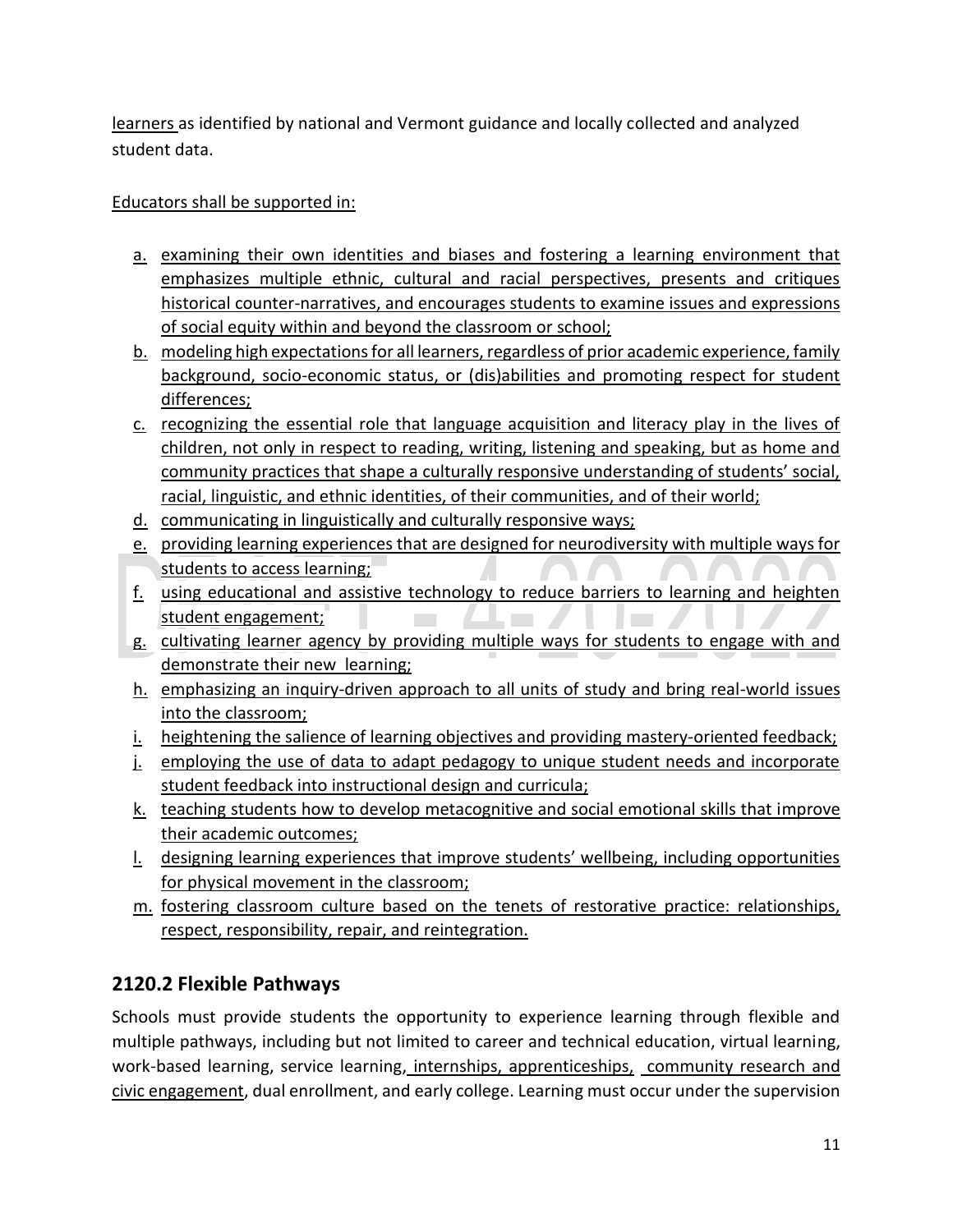learners as identified by national and Vermont guidance and locally collected and analyzed student data.

Educators shall be supported in:

a. examining their own identities and biases and fostering a learning environment that emphasizes multiple ethnic, cultural and racial perspectives, presents and critiques historical counter-narratives, and encourages students to examine issues and expressions of social equity within and beyond the classroom or school;
b. modeling high expectations for all learners, regardless of prior academic experience, family background, socio-economic status, or (dis)abilities and promoting respect for student differences;
c. recognizing the essential role that language acquisition and literacy play in the lives of children, not only in respect to reading, writing, listening and speaking, but as home and community practices that shape a culturally responsive understanding of students' social, racial, linguistic, and ethnic identities, of their communities, and of their world;
d. communicating in linguistically and culturally responsive ways;
e. providing learning experiences that are designed for neurodiversity with multiple ways for students to access learning;
f. using educational and assistive technology to reduce barriers to learning and heighten student engagement;
g. cultivating learner agency by providing multiple ways for students to engage with and demonstrate their new learning;
h. emphasizing an inquiry-driven approach to all units of study and bring real-world issues into the classroom;
i. heightening the salience of learning objectives and providing mastery-oriented feedback;
j. employing the use of data to adapt pedagogy to unique student needs and incorporate student feedback into instructional design and curricula;
k. teaching students how to develop metacognitive and social emotional skills that improve their academic outcomes;
l. designing learning experiences that improve students' wellbeing, including opportunities for physical movement in the classroom;
m. fostering classroom culture based on the tenets of restorative practice: relationships, respect, responsibility, repair, and reintegration.

## 2120.2 Flexible Pathways

Schools must provide students the opportunity to experience learning through flexible and multiple pathways, including but not limited to career and technical education, virtual learning, work-based learning, service learning, internships, apprenticeships, community research and civic engagement, dual enrollment, and early college. Learning must occur under the supervision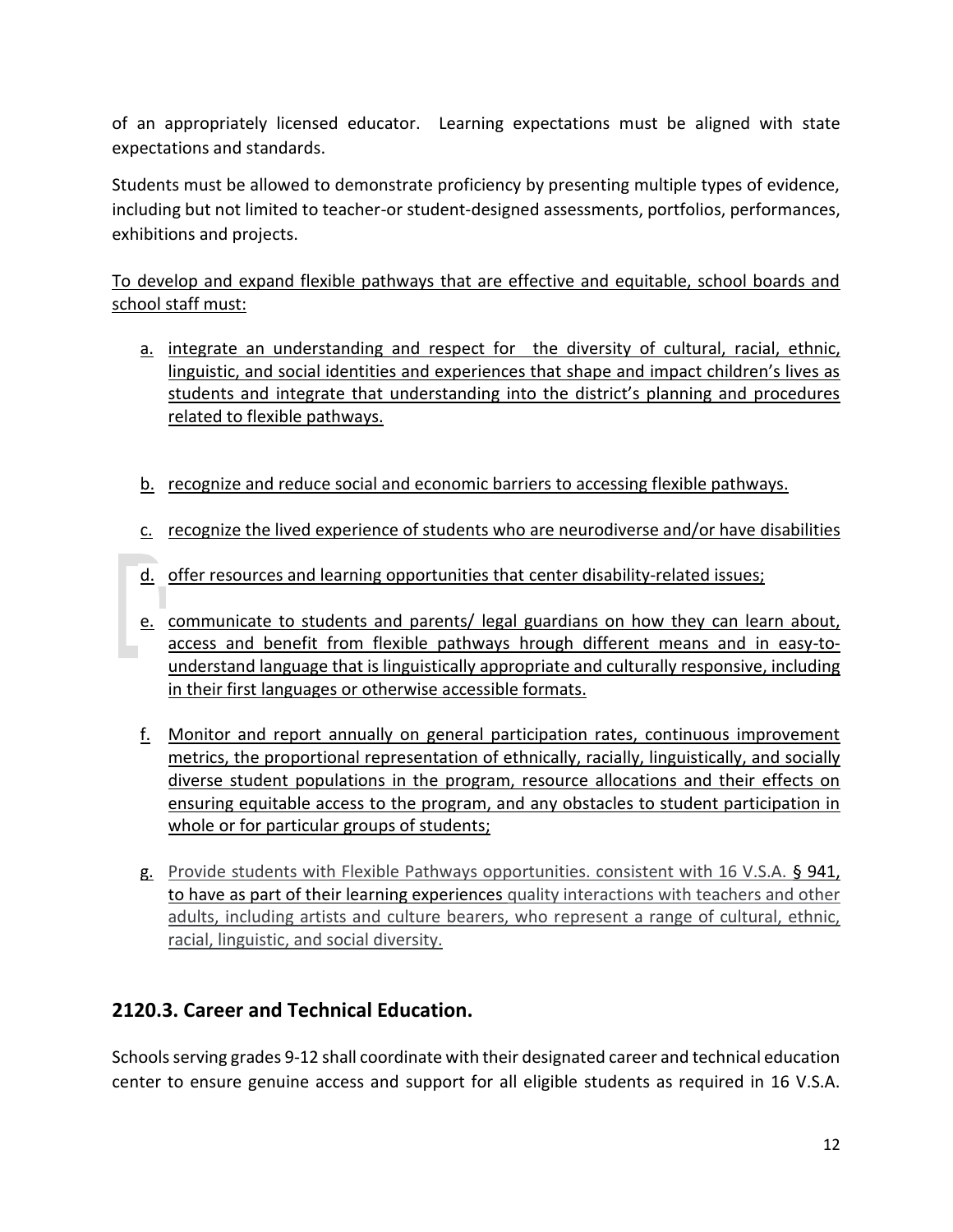of an appropriately licensed educator. Learning expectations must be aligned with state expectations and standards.

Students must be allowed to demonstrate proficiency by presenting multiple types of evidence, including but not limited to teacher-or student-designed assessments, portfolios, performances, exhibitions and projects.

To develop and expand flexible pathways that are effective and equitable, school boards and school staff must:

a. integrate an understanding and respect for the diversity of cultural, racial, ethnic, linguistic, and social identities and experiences that shape and impact children's lives as students and integrate that understanding into the district's planning and procedures related to flexible pathways.

b. recognize and reduce social and economic barriers to accessing flexible pathways.

c. recognize the lived experience of students who are neurodiverse and/or have disabilities

d. offer resources and learning opportunities that center disability-related issues;

e. communicate to students and parents/ legal guardians on how they can learn about, access and benefit from flexible pathways hrough different means and in easy-to-understand language that is linguistically appropriate and culturally responsive, including in their first languages or otherwise accessible formats.

f. Monitor and report annually on general participation rates, continuous improvement metrics, the proportional representation of ethnically, racially, linguistically, and socially diverse student populations in the program, resource allocations and their effects on ensuring equitable access to the program, and any obstacles to student participation in whole or for particular groups of students;

g. Provide students with Flexible Pathways opportunities. consistent with 16 V.S.A. § 941, to have as part of their learning experiences quality interactions with teachers and other adults, including artists and culture bearers, who represent a range of cultural, ethnic, racial, linguistic, and social diversity.

## 2120.3. Career and Technical Education.

Schools serving grades 9-12 shall coordinate with their designated career and technical education center to ensure genuine access and support for all eligible students as required in 16 V.S.A.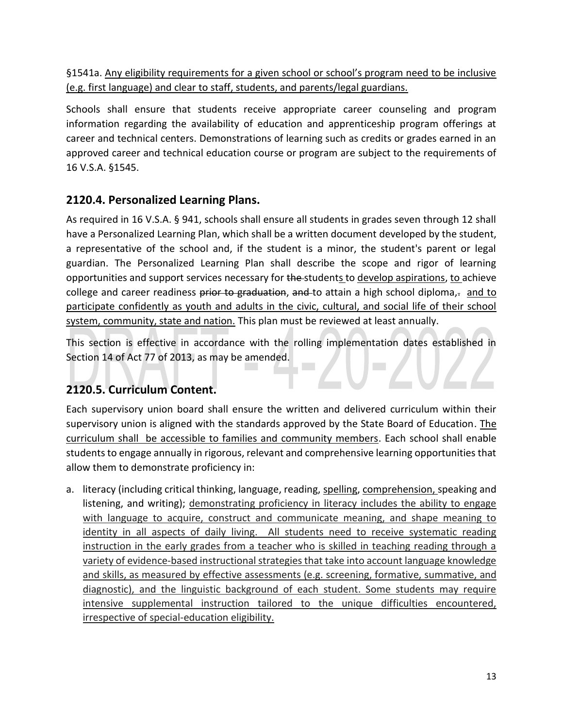§1541a. Any eligibility requirements for a given school or school's program need to be inclusive (e.g. first language) and clear to staff, students, and parents/legal guardians.

Schools shall ensure that students receive appropriate career counseling and program information regarding the availability of education and apprenticeship program offerings at career and technical centers. Demonstrations of learning such as credits or grades earned in an approved career and technical education course or program are subject to the requirements of 16 V.S.A. §1545.

## 2120.4. Personalized Learning Plans.

As required in 16 V.S.A. § 941, schools shall ensure all students in grades seven through 12 shall have a Personalized Learning Plan, which shall be a written document developed by the student, a representative of the school and, if the student is a minor, the student's parent or legal guardian. The Personalized Learning Plan shall describe the scope and rigor of learning opportunities and support services necessary for ~~the~~ students to develop aspirations, to achieve college and career readiness ~~prior to graduation~~, ~~and~~ to attain a high school diploma,~~.~~ and to participate confidently as youth and adults in the civic, cultural, and social life of their school system, community, state and nation. This plan must be reviewed at least annually.

This section is effective in accordance with the rolling implementation dates established in Section 14 of Act 77 of 2013, as may be amended.

## 2120.5. Curriculum Content.

Each supervisory union board shall ensure the written and delivered curriculum within their supervisory union is aligned with the standards approved by the State Board of Education. The curriculum shall be accessible to families and community members. Each school shall enable students to engage annually in rigorous, relevant and comprehensive learning opportunities that allow them to demonstrate proficiency in:

a. literacy (including critical thinking, language, reading, spelling, comprehension, speaking and listening, and writing); demonstrating proficiency in literacy includes the ability to engage with language to acquire, construct and communicate meaning, and shape meaning to identity in all aspects of daily living. All students need to receive systematic reading instruction in the early grades from a teacher who is skilled in teaching reading through a variety of evidence-based instructional strategies that take into account language knowledge and skills, as measured by effective assessments (e.g. screening, formative, summative, and diagnostic), and the linguistic background of each student. Some students may require intensive supplemental instruction tailored to the unique difficulties encountered, irrespective of special-education eligibility.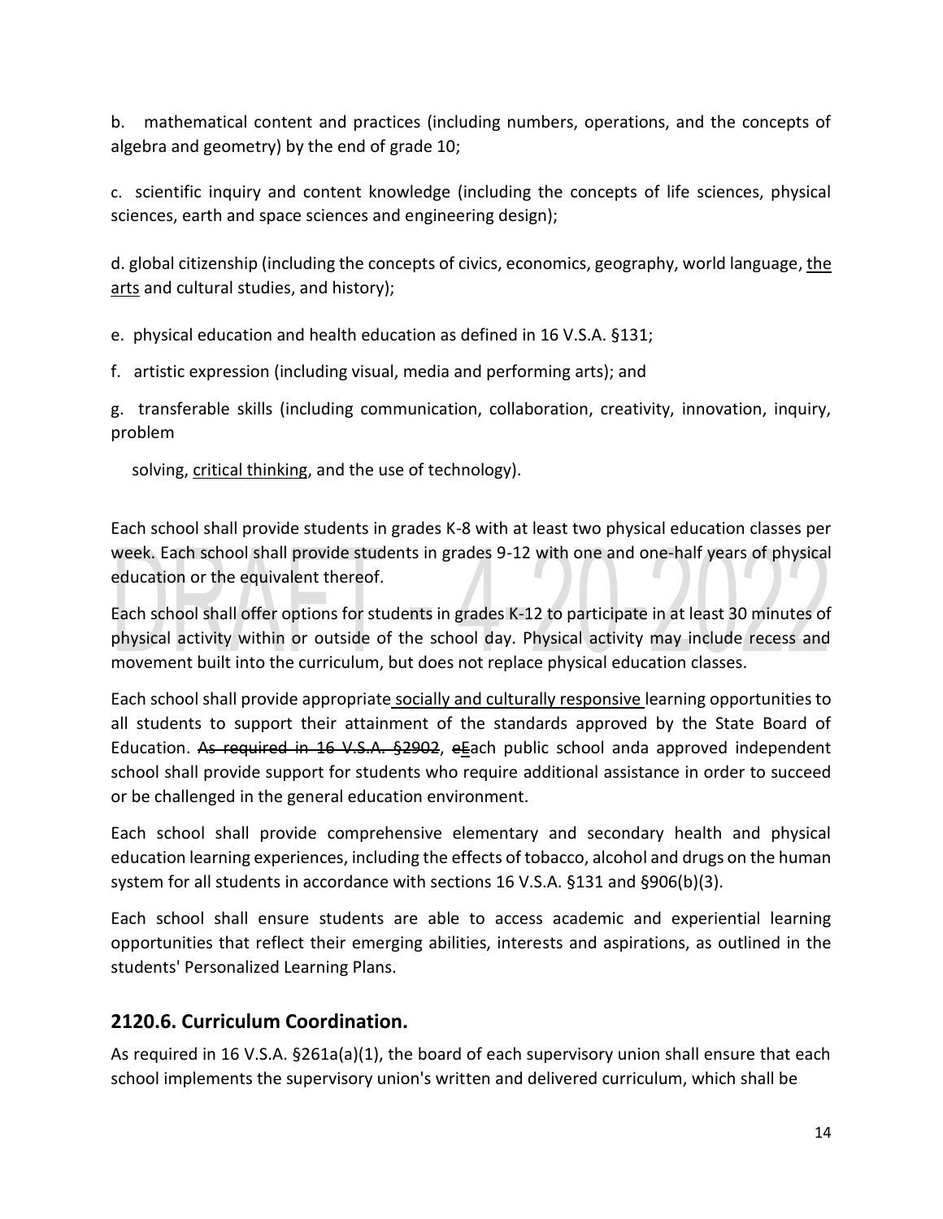b. mathematical content and practices (including numbers, operations, and the concepts of algebra and geometry) by the end of grade 10;

c. scientific inquiry and content knowledge (including the concepts of life sciences, physical sciences, earth and space sciences and engineering design);

d. global citizenship (including the concepts of civics, economics, geography, world language, <u>the arts</u> and cultural studies, and history);

e. physical education and health education as defined in 16 V.S.A. §131;

f. artistic expression (including visual, media and performing arts); and

g. transferable skills (including communication, collaboration, creativity, innovation, inquiry, problem solving, <u>critical thinking</u>, and the use of technology).

Each school shall provide students in grades K-8 with at least two physical education classes per week. Each school shall provide students in grades 9-12 with one and one-half years of physical education or the equivalent thereof.

Each school shall offer options for students in grades K-12 to participate in at least 30 minutes of physical activity within or outside of the school day. Physical activity may include recess and movement built into the curriculum, but does not replace physical education classes.

Each school shall provide appropriate <u>socially and culturally responsive</u> learning opportunities to all students to support their attainment of the standards approved by the State Board of Education. ~~As required in 16 V.S.A. §2902~~, ~~e~~<u>E</u>ach public school anda approved independent school shall provide support for students who require additional assistance in order to succeed or be challenged in the general education environment.

Each school shall provide comprehensive elementary and secondary health and physical education learning experiences, including the effects of tobacco, alcohol and drugs on the human system for all students in accordance with sections 16 V.S.A. §131 and §906(b)(3).

Each school shall ensure students are able to access academic and experiential learning opportunities that reflect their emerging abilities, interests and aspirations, as outlined in the students' Personalized Learning Plans.

## 2120.6. Curriculum Coordination.

As required in 16 V.S.A. §261a(a)(1), the board of each supervisory union shall ensure that each school implements the supervisory union's written and delivered curriculum, which shall be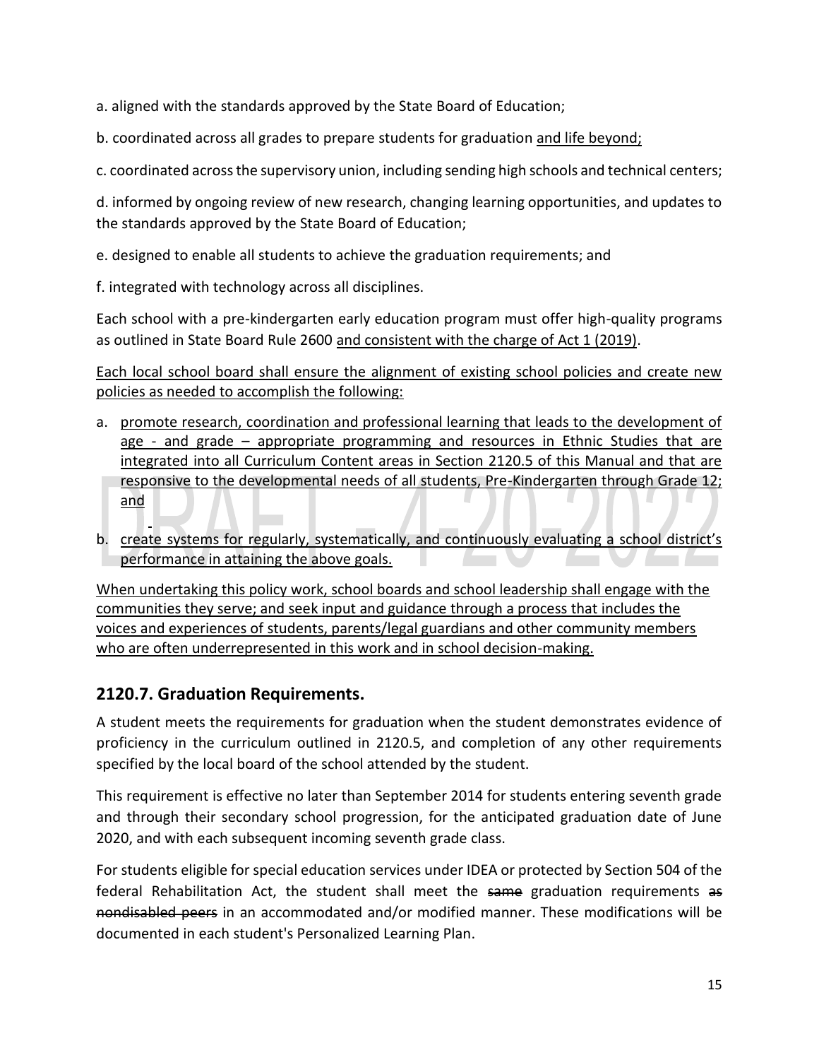a. aligned with the standards approved by the State Board of Education;

b. coordinated across all grades to prepare students for graduation <u>and life beyond;</u>

c. coordinated across the supervisory union, including sending high schools and technical centers;

d. informed by ongoing review of new research, changing learning opportunities, and updates to the standards approved by the State Board of Education;

e. designed to enable all students to achieve the graduation requirements; and

f. integrated with technology across all disciplines.

Each school with a pre-kindergarten early education program must offer high-quality programs as outlined in State Board Rule 2600 <u>and consistent with the charge of Act 1 (2019)</u>.

<u>Each local school board shall ensure the alignment of existing school policies and create new policies as needed to accomplish the following:</u>

a. <u>promote research, coordination and professional learning that leads to the development of age - and grade – appropriate programming and resources in Ethnic Studies that are integrated into all Curriculum Content areas in Section 2120.5 of this Manual and that are responsive to the developmental needs of all students, Pre-Kindergarten through Grade 12; and</u>

b. <u>create systems for regularly, systematically, and continuously evaluating a school district's performance in attaining the above goals.</u>

<u>When undertaking this policy work, school boards and school leadership shall engage with the communities they serve; and seek input and guidance through a process that includes the voices and experiences of students, parents/legal guardians and other community members who are often underrepresented in this work and in school decision-making.</u>

## 2120.7. Graduation Requirements.

A student meets the requirements for graduation when the student demonstrates evidence of proficiency in the curriculum outlined in 2120.5, and completion of any other requirements specified by the local board of the school attended by the student.

This requirement is effective no later than September 2014 for students entering seventh grade and through their secondary school progression, for the anticipated graduation date of June 2020, and with each subsequent incoming seventh grade class.

For students eligible for special education services under IDEA or protected by Section 504 of the federal Rehabilitation Act, the student shall meet the ~~same~~ graduation requirements ~~as nondisabled peers~~ in an accommodated and/or modified manner. These modifications will be documented in each student's Personalized Learning Plan.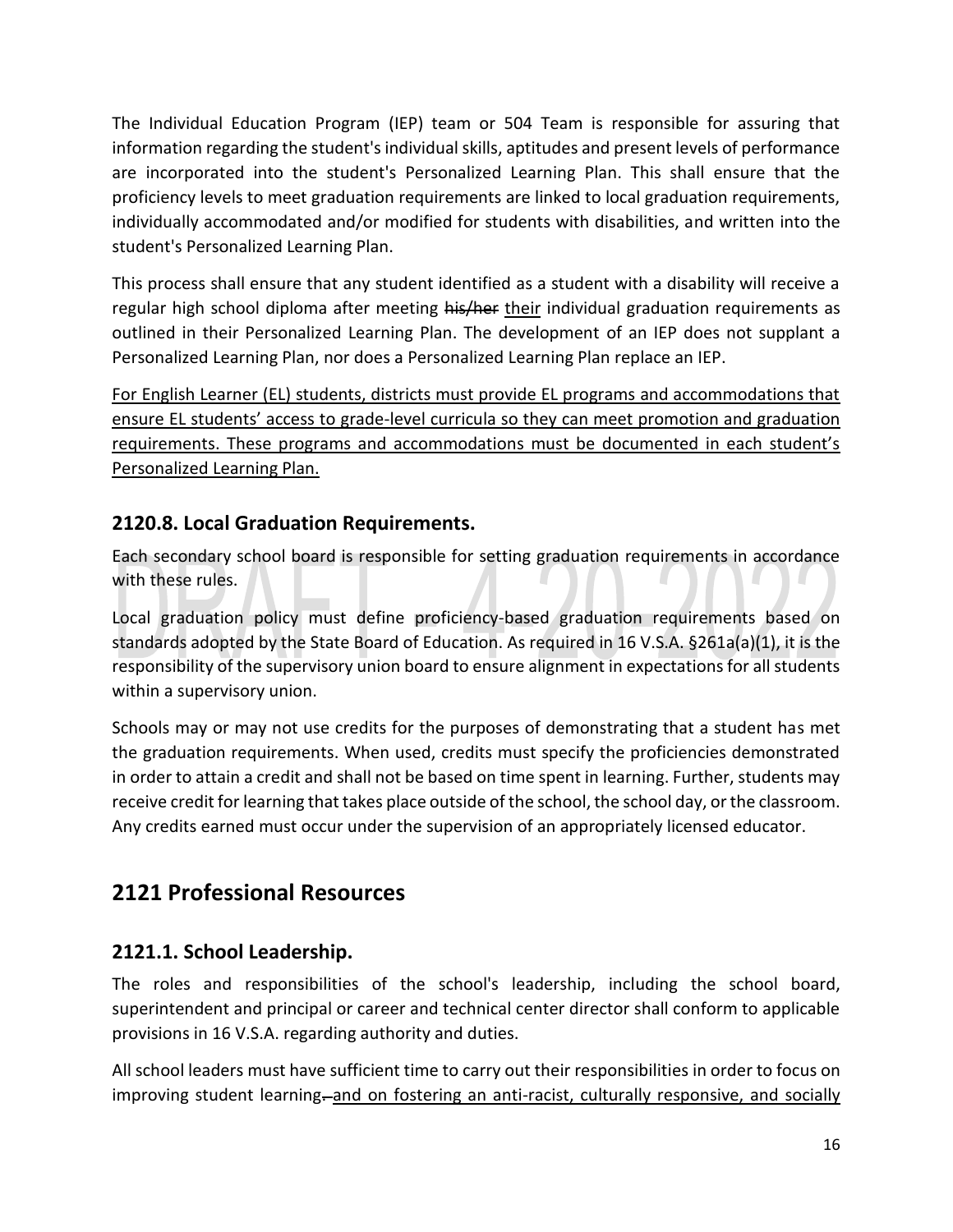The Individual Education Program (IEP) team or 504 Team is responsible for assuring that information regarding the student's individual skills, aptitudes and present levels of performance are incorporated into the student's Personalized Learning Plan. This shall ensure that the proficiency levels to meet graduation requirements are linked to local graduation requirements, individually accommodated and/or modified for students with disabilities, and written into the student's Personalized Learning Plan.

This process shall ensure that any student identified as a student with a disability will receive a regular high school diploma after meeting ~~his/her~~ <u>their</u> individual graduation requirements as outlined in their Personalized Learning Plan. The development of an IEP does not supplant a Personalized Learning Plan, nor does a Personalized Learning Plan replace an IEP.

<u>For English Learner (EL) students, districts must provide EL programs and accommodations that ensure EL students' access to grade-level curricula so they can meet promotion and graduation requirements. These programs and accommodations must be documented in each student's Personalized Learning Plan.</u>

### 2120.8. Local Graduation Requirements.

Each secondary school board is responsible for setting graduation requirements in accordance with these rules.

Local graduation policy must define proficiency-based graduation requirements based on standards adopted by the State Board of Education. As required in 16 V.S.A. §261a(a)(1), it is the responsibility of the supervisory union board to ensure alignment in expectations for all students within a supervisory union.

Schools may or may not use credits for the purposes of demonstrating that a student has met the graduation requirements. When used, credits must specify the proficiencies demonstrated in order to attain a credit and shall not be based on time spent in learning. Further, students may receive credit for learning that takes place outside of the school, the school day, or the classroom. Any credits earned must occur under the supervision of an appropriately licensed educator.

## 2121 Professional Resources

### 2121.1. School Leadership.

The roles and responsibilities of the school's leadership, including the school board, superintendent and principal or career and technical center director shall conform to applicable provisions in 16 V.S.A. regarding authority and duties.

All school leaders must have sufficient time to carry out their responsibilities in order to focus on improving student learning~~.~~ <u>and on fostering an anti-racist, culturally responsive, and socially</u>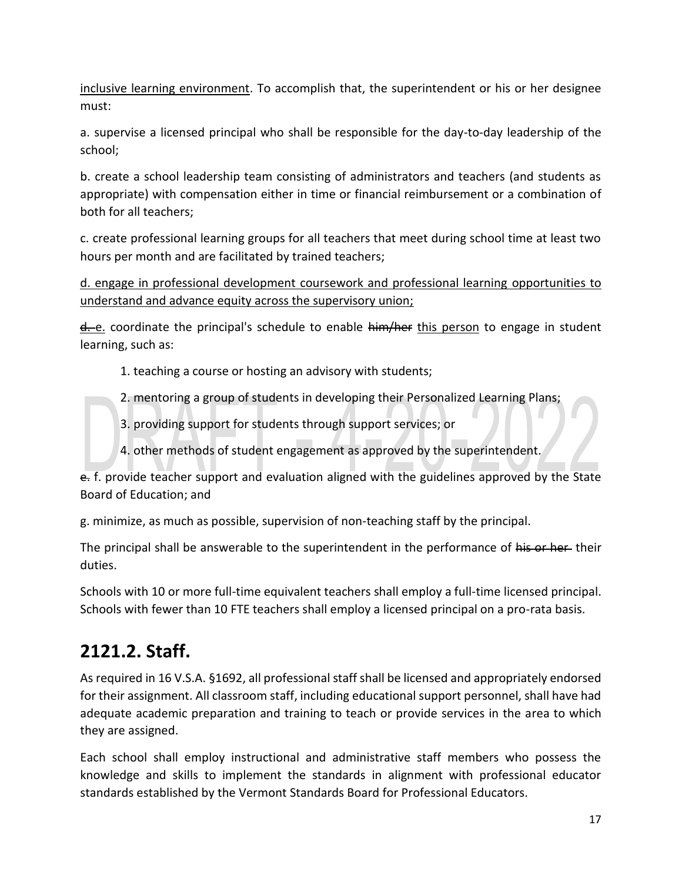<u>inclusive learning environment</u>. To accomplish that, the superintendent or his or her designee must:

a. supervise a licensed principal who shall be responsible for the day-to-day leadership of the school;

b. create a school leadership team consisting of administrators and teachers (and students as appropriate) with compensation either in time or financial reimbursement or a combination of both for all teachers;

c. create professional learning groups for all teachers that meet during school time at least two hours per month and are facilitated by trained teachers;

<u>d. engage in professional development coursework and professional learning opportunities to understand and advance equity across the supervisory union;</u>

~~d.~~ <u>e.</u> coordinate the principal's schedule to enable ~~him/her~~ <u>this person</u> to engage in student learning, such as:

1. teaching a course or hosting an advisory with students;
2. mentoring a group of students in developing their Personalized Learning Plans;
3. providing support for students through support services; or
4. other methods of student engagement as approved by the superintendent.

~~e.~~ f. provide teacher support and evaluation aligned with the guidelines approved by the State Board of Education; and

g. minimize, as much as possible, supervision of non-teaching staff by the principal.

The principal shall be answerable to the superintendent in the performance of ~~his or her~~ their duties.

Schools with 10 or more full-time equivalent teachers shall employ a full-time licensed principal. Schools with fewer than 10 FTE teachers shall employ a licensed principal on a pro-rata basis.

## 2121.2. Staff.

As required in 16 V.S.A. §1692, all professional staff shall be licensed and appropriately endorsed for their assignment. All classroom staff, including educational support personnel, shall have had adequate academic preparation and training to teach or provide services in the area to which they are assigned.

Each school shall employ instructional and administrative staff members who possess the knowledge and skills to implement the standards in alignment with professional educator standards established by the Vermont Standards Board for Professional Educators.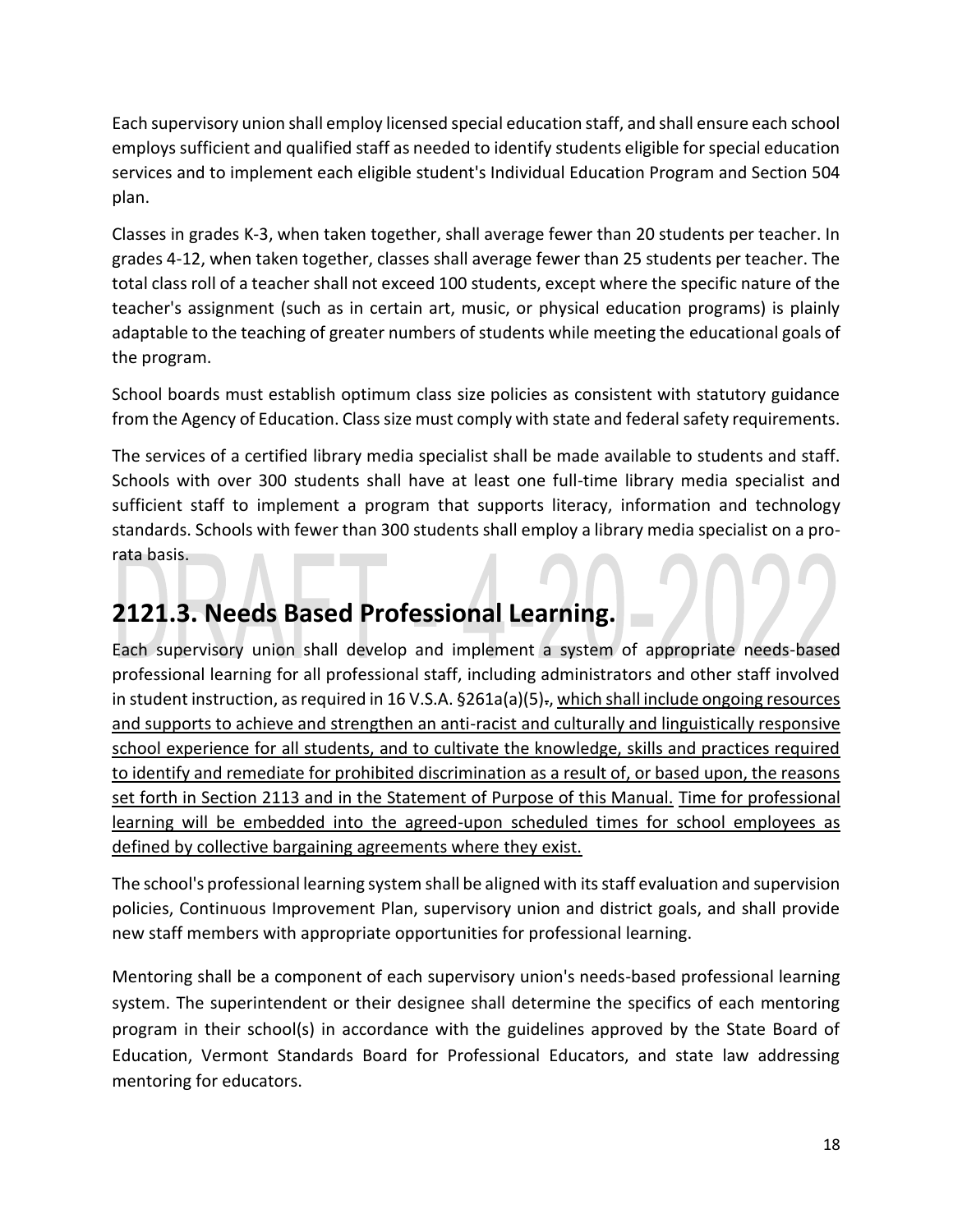Each supervisory union shall employ licensed special education staff, and shall ensure each school employs sufficient and qualified staff as needed to identify students eligible for special education services and to implement each eligible student's Individual Education Program and Section 504 plan.

Classes in grades K-3, when taken together, shall average fewer than 20 students per teacher. In grades 4-12, when taken together, classes shall average fewer than 25 students per teacher. The total class roll of a teacher shall not exceed 100 students, except where the specific nature of the teacher's assignment (such as in certain art, music, or physical education programs) is plainly adaptable to the teaching of greater numbers of students while meeting the educational goals of the program.

School boards must establish optimum class size policies as consistent with statutory guidance from the Agency of Education. Class size must comply with state and federal safety requirements.

The services of a certified library media specialist shall be made available to students and staff. Schools with over 300 students shall have at least one full-time library media specialist and sufficient staff to implement a program that supports literacy, information and technology standards. Schools with fewer than 300 students shall employ a library media specialist on a pro-rata basis.

## 2121.3. Needs Based Professional Learning.

Each supervisory union shall develop and implement a system of appropriate needs-based professional learning for all professional staff, including administrators and other staff involved in student instruction, as required in 16 V.S.A. §261a(a)(5)~~.~~, <u>which shall include ongoing resources and supports to achieve and strengthen an anti-racist and culturally and linguistically responsive school experience for all students, and to cultivate the knowledge, skills and practices required to identify and remediate for prohibited discrimination as a result of, or based upon, the reasons set forth in Section 2113 and in the Statement of Purpose of this Manual.</u> <u>Time for professional learning will be embedded into the agreed-upon scheduled times for school employees as defined by collective bargaining agreements where they exist.</u>

The school's professional learning system shall be aligned with its staff evaluation and supervision policies, Continuous Improvement Plan, supervisory union and district goals, and shall provide new staff members with appropriate opportunities for professional learning.

Mentoring shall be a component of each supervisory union's needs-based professional learning system. The superintendent or their designee shall determine the specifics of each mentoring program in their school(s) in accordance with the guidelines approved by the State Board of Education, Vermont Standards Board for Professional Educators, and state law addressing mentoring for educators.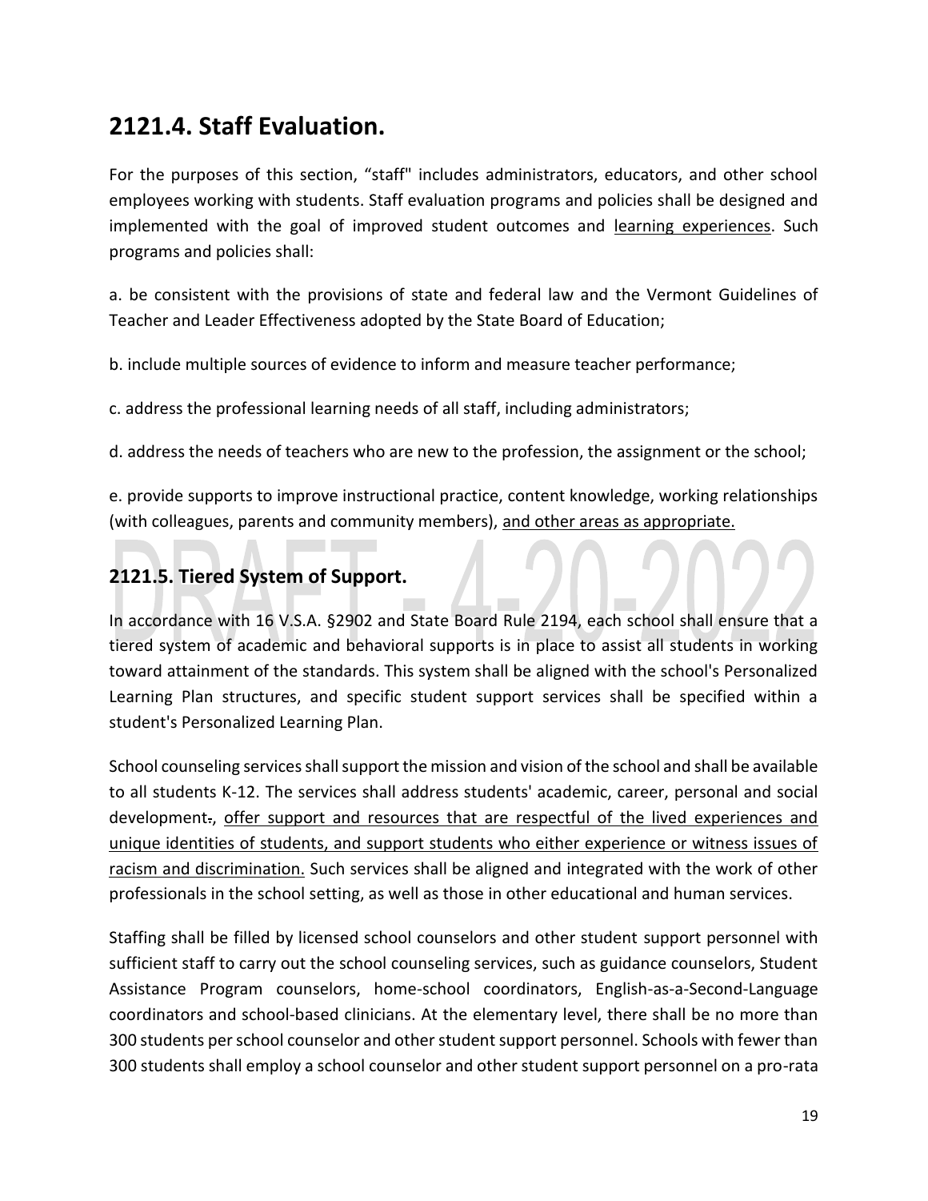## 2121.4. Staff Evaluation.

For the purposes of this section, "staff" includes administrators, educators, and other school employees working with students. Staff evaluation programs and policies shall be designed and implemented with the goal of improved student outcomes and learning experiences. Such programs and policies shall:

a. be consistent with the provisions of state and federal law and the Vermont Guidelines of Teacher and Leader Effectiveness adopted by the State Board of Education;

b. include multiple sources of evidence to inform and measure teacher performance;

c. address the professional learning needs of all staff, including administrators;

d. address the needs of teachers who are new to the profession, the assignment or the school;

e. provide supports to improve instructional practice, content knowledge, working relationships (with colleagues, parents and community members), and other areas as appropriate.

### 2121.5. Tiered System of Support.

In accordance with 16 V.S.A. §2902 and State Board Rule 2194, each school shall ensure that a tiered system of academic and behavioral supports is in place to assist all students in working toward attainment of the standards. This system shall be aligned with the school's Personalized Learning Plan structures, and specific student support services shall be specified within a student's Personalized Learning Plan.

School counseling services shall support the mission and vision of the school and shall be available to all students K-12. The services shall address students' academic, career, personal and social development., offer support and resources that are respectful of the lived experiences and unique identities of students, and support students who either experience or witness issues of racism and discrimination. Such services shall be aligned and integrated with the work of other professionals in the school setting, as well as those in other educational and human services.

Staffing shall be filled by licensed school counselors and other student support personnel with sufficient staff to carry out the school counseling services, such as guidance counselors, Student Assistance Program counselors, home-school coordinators, English-as-a-Second-Language coordinators and school-based clinicians. At the elementary level, there shall be no more than 300 students per school counselor and other student support personnel. Schools with fewer than 300 students shall employ a school counselor and other student support personnel on a pro-rata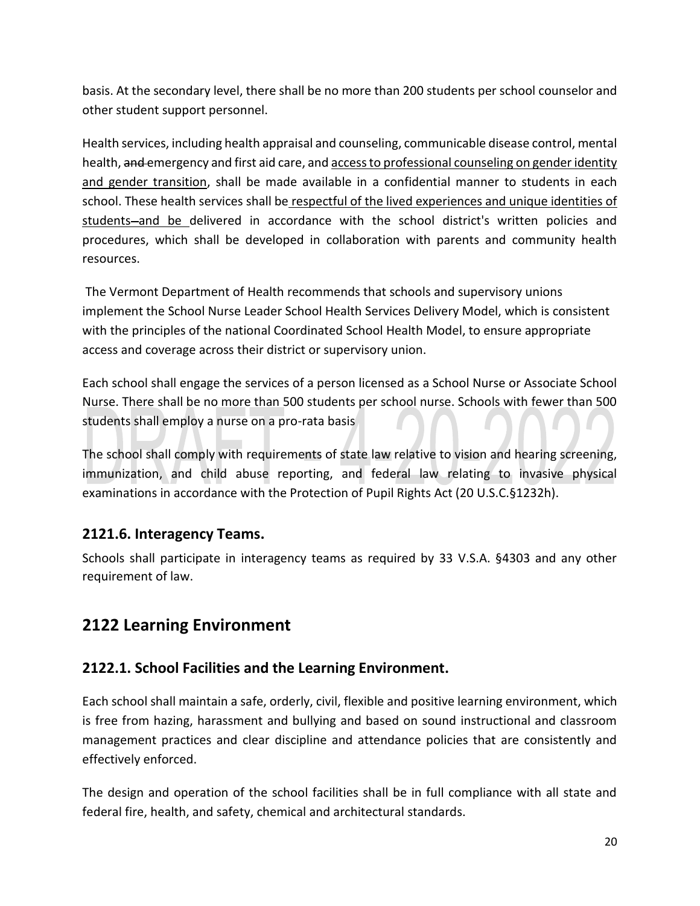basis. At the secondary level, there shall be no more than 200 students per school counselor and other student support personnel.

Health services, including health appraisal and counseling, communicable disease control, mental health, ~~and~~ emergency and first aid care, and <u>access to professional counseling on gender identity and gender transition</u>, shall be made available in a confidential manner to students in each school. These health services shall be<u> respectful of the lived experiences and unique identities of students</u> ~~–~~<u>and be</u> delivered in accordance with the school district's written policies and procedures, which shall be developed in collaboration with parents and community health resources.

The Vermont Department of Health recommends that schools and supervisory unions implement the School Nurse Leader School Health Services Delivery Model, which is consistent with the principles of the national Coordinated School Health Model, to ensure appropriate access and coverage across their district or supervisory union.

Each school shall engage the services of a person licensed as a School Nurse or Associate School Nurse. There shall be no more than 500 students per school nurse. Schools with fewer than 500 students shall employ a nurse on a pro-rata basis

The school shall comply with requirements of state law relative to vision and hearing screening, immunization, and child abuse reporting, and federal law relating to invasive physical examinations in accordance with the Protection of Pupil Rights Act (20 U.S.C.§1232h).

### 2121.6. Interagency Teams.

Schools shall participate in interagency teams as required by 33 V.S.A. §4303 and any other requirement of law.

## 2122 Learning Environment

### 2122.1. School Facilities and the Learning Environment.

Each school shall maintain a safe, orderly, civil, flexible and positive learning environment, which is free from hazing, harassment and bullying and based on sound instructional and classroom management practices and clear discipline and attendance policies that are consistently and effectively enforced.

The design and operation of the school facilities shall be in full compliance with all state and federal fire, health, and safety, chemical and architectural standards.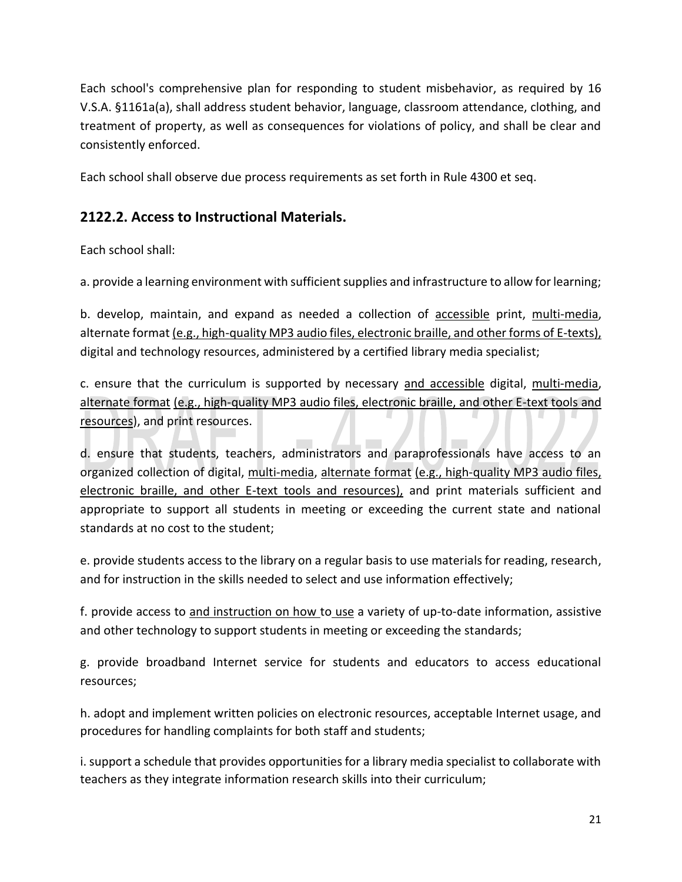Each school's comprehensive plan for responding to student misbehavior, as required by 16 V.S.A. §1161a(a), shall address student behavior, language, classroom attendance, clothing, and treatment of property, as well as consequences for violations of policy, and shall be clear and consistently enforced.

Each school shall observe due process requirements as set forth in Rule 4300 et seq.

## 2122.2. Access to Instructional Materials.

Each school shall:

a. provide a learning environment with sufficient supplies and infrastructure to allow for learning;

b. develop, maintain, and expand as needed a collection of accessible print, multi-media, alternate format (e.g., high-quality MP3 audio files, electronic braille, and other forms of E-texts), digital and technology resources, administered by a certified library media specialist;

c. ensure that the curriculum is supported by necessary and accessible digital, multi-media, alternate format (e.g., high-quality MP3 audio files, electronic braille, and other E-text tools and resources), and print resources.

d. ensure that students, teachers, administrators and paraprofessionals have access to an organized collection of digital, multi-media, alternate format (e.g., high-quality MP3 audio files, electronic braille, and other E-text tools and resources), and print materials sufficient and appropriate to support all students in meeting or exceeding the current state and national standards at no cost to the student;

e. provide students access to the library on a regular basis to use materials for reading, research, and for instruction in the skills needed to select and use information effectively;

f. provide access to and instruction on how to use a variety of up-to-date information, assistive and other technology to support students in meeting or exceeding the standards;

g. provide broadband Internet service for students and educators to access educational resources;

h. adopt and implement written policies on electronic resources, acceptable Internet usage, and procedures for handling complaints for both staff and students;

i. support a schedule that provides opportunities for a library media specialist to collaborate with teachers as they integrate information research skills into their curriculum;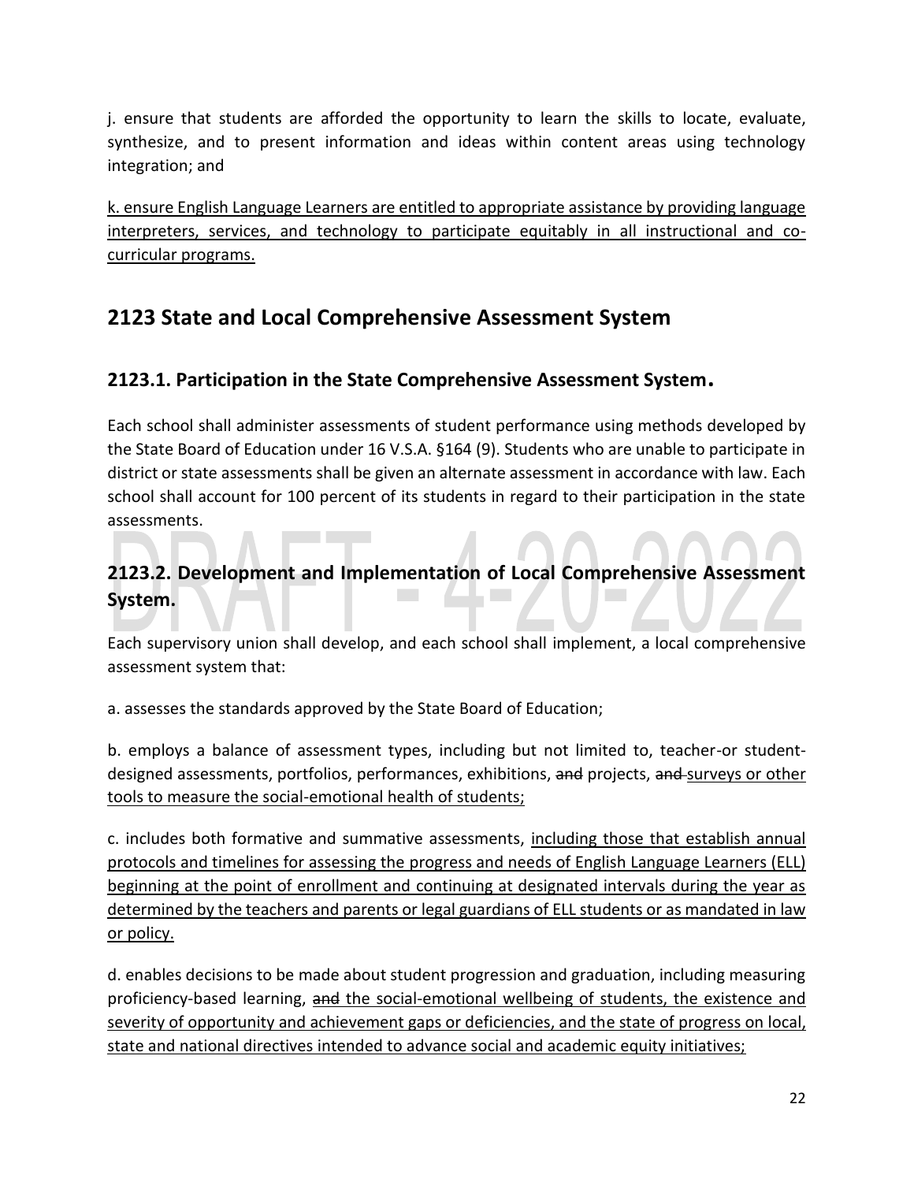j. ensure that students are afforded the opportunity to learn the skills to locate, evaluate, synthesize, and to present information and ideas within content areas using technology integration; and

<u>k. ensure English Language Learners are entitled to appropriate assistance by providing language interpreters, services, and technology to participate equitably in all instructional and co-curricular programs.</u>

## 2123 State and Local Comprehensive Assessment System

### 2123.1. Participation in the State Comprehensive Assessment System.

Each school shall administer assessments of student performance using methods developed by the State Board of Education under 16 V.S.A. §164 (9). Students who are unable to participate in district or state assessments shall be given an alternate assessment in accordance with law. Each school shall account for 100 percent of its students in regard to their participation in the state assessments.

### 2123.2. Development and Implementation of Local Comprehensive Assessment System.

Each supervisory union shall develop, and each school shall implement, a local comprehensive assessment system that:

a. assesses the standards approved by the State Board of Education;

b. employs a balance of assessment types, including but not limited to, teacher-or student-designed assessments, portfolios, performances, exhibitions, ~~and~~ projects, ~~and~~ <u>surveys or other tools to measure the social-emotional health of students;</u>

c. includes both formative and summative assessments, <u>including those that establish annual protocols and timelines for assessing the progress and needs of English Language Learners (ELL) beginning at the point of enrollment and continuing at designated intervals during the year as determined by the teachers and parents or legal guardians of ELL students or as mandated in law or policy.</u>

d. enables decisions to be made about student progression and graduation, including measuring proficiency-based learning, ~~and~~ <u>the social-emotional wellbeing of students, the existence and severity of opportunity and achievement gaps or deficiencies, and the state of progress on local, state and national directives intended to advance social and academic equity initiatives;</u>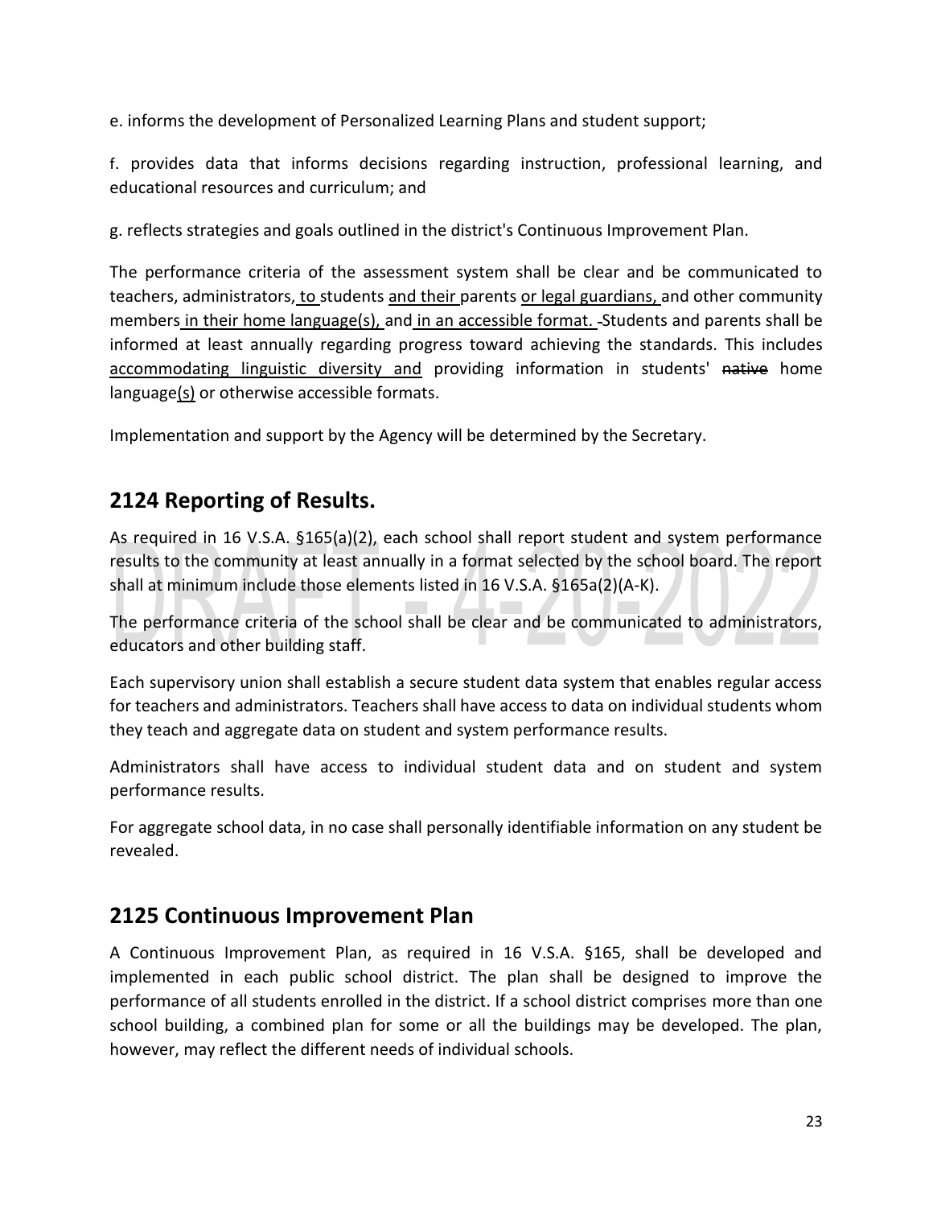e. informs the development of Personalized Learning Plans and student support;

f. provides data that informs decisions regarding instruction, professional learning, and educational resources and curriculum; and

g. reflects strategies and goals outlined in the district's Continuous Improvement Plan.

The performance criteria of the assessment system shall be clear and be communicated to teachers, administrators, to students and their parents or legal guardians, and other community members in their home language(s), and in an accessible format. Students and parents shall be informed at least annually regarding progress toward achieving the standards. This includes accommodating linguistic diversity and providing information in students' ~~native~~ home language(s) or otherwise accessible formats.

Implementation and support by the Agency will be determined by the Secretary.

## 2124 Reporting of Results.

As required in 16 V.S.A. §165(a)(2), each school shall report student and system performance results to the community at least annually in a format selected by the school board. The report shall at minimum include those elements listed in 16 V.S.A. §165a(2)(A-K).

The performance criteria of the school shall be clear and be communicated to administrators, educators and other building staff.

Each supervisory union shall establish a secure student data system that enables regular access for teachers and administrators. Teachers shall have access to data on individual students whom they teach and aggregate data on student and system performance results.

Administrators shall have access to individual student data and on student and system performance results.

For aggregate school data, in no case shall personally identifiable information on any student be revealed.

## 2125 Continuous Improvement Plan

A Continuous Improvement Plan, as required in 16 V.S.A. §165, shall be developed and implemented in each public school district. The plan shall be designed to improve the performance of all students enrolled in the district. If a school district comprises more than one school building, a combined plan for some or all the buildings may be developed. The plan, however, may reflect the different needs of individual schools.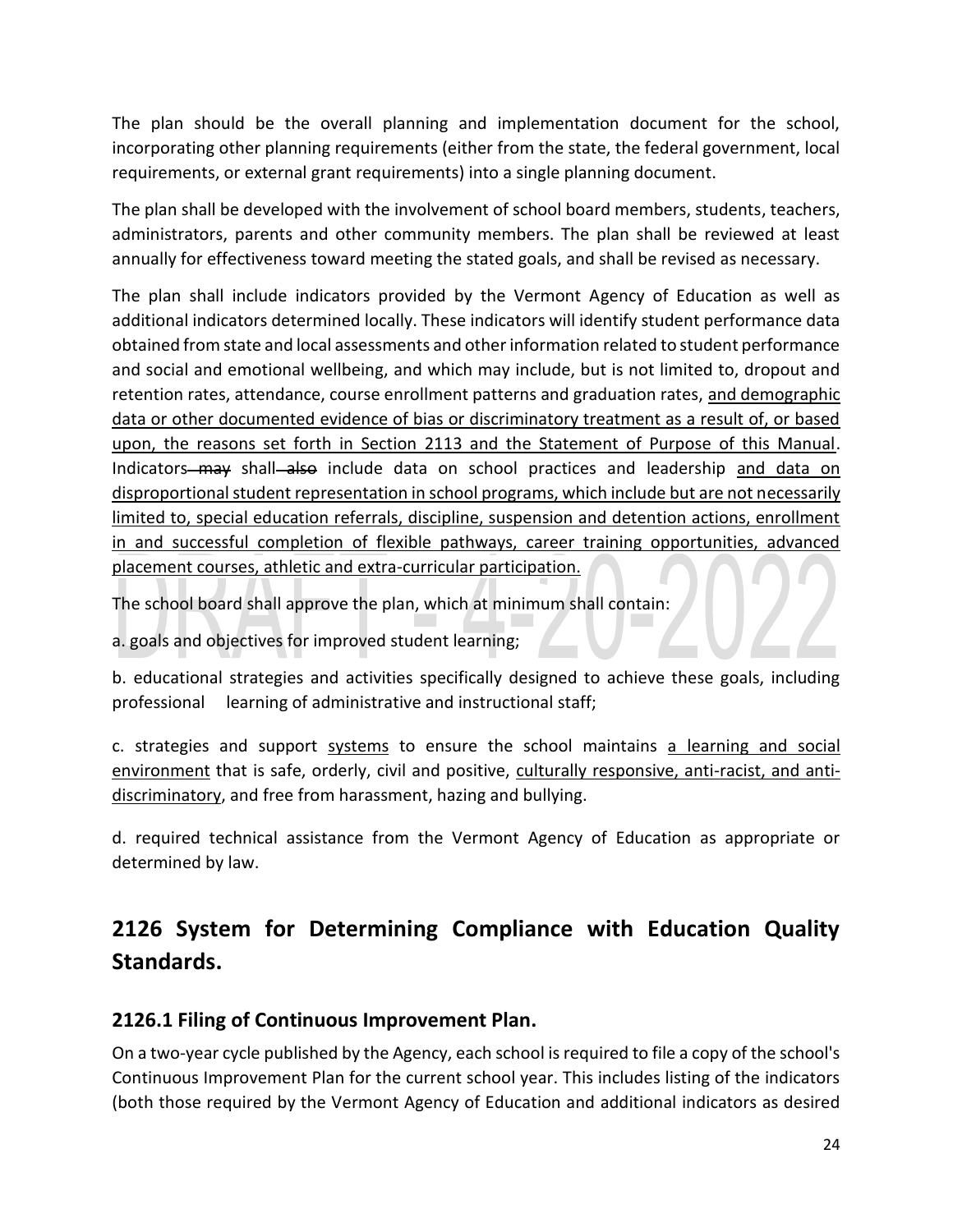The plan should be the overall planning and implementation document for the school, incorporating other planning requirements (either from the state, the federal government, local requirements, or external grant requirements) into a single planning document.

The plan shall be developed with the involvement of school board members, students, teachers, administrators, parents and other community members. The plan shall be reviewed at least annually for effectiveness toward meeting the stated goals, and shall be revised as necessary.

The plan shall include indicators provided by the Vermont Agency of Education as well as additional indicators determined locally. These indicators will identify student performance data obtained from state and local assessments and other information related to student performance and social and emotional wellbeing, and which may include, but is not limited to, dropout and retention rates, attendance, course enrollment patterns and graduation rates, <u>and demographic data or other documented evidence of bias or discriminatory treatment as a result of, or based upon, the reasons set forth in Section 2113 and the Statement of Purpose of this Manual</u>. Indicators ~~may~~ shall ~~also~~ include data on school practices and leadership <u>and data on disproportional student representation in school programs, which include but are not necessarily limited to, special education referrals, discipline, suspension and detention actions, enrollment in and successful completion of flexible pathways, career training opportunities, advanced placement courses, athletic and extra-curricular participation.</u>

The school board shall approve the plan, which at minimum shall contain:

a. goals and objectives for improved student learning;

b. educational strategies and activities specifically designed to achieve these goals, including professional learning of administrative and instructional staff;

c. strategies and support <u>systems</u> to ensure the school maintains <u>a learning and social environment</u> that is safe, orderly, civil and positive, <u>culturally responsive, anti-racist, and anti-discriminatory</u>, and free from harassment, hazing and bullying.

d. required technical assistance from the Vermont Agency of Education as appropriate or determined by law.

## 2126 System for Determining Compliance with Education Quality Standards.

### 2126.1 Filing of Continuous Improvement Plan.

On a two-year cycle published by the Agency, each school is required to file a copy of the school's Continuous Improvement Plan for the current school year. This includes listing of the indicators (both those required by the Vermont Agency of Education and additional indicators as desired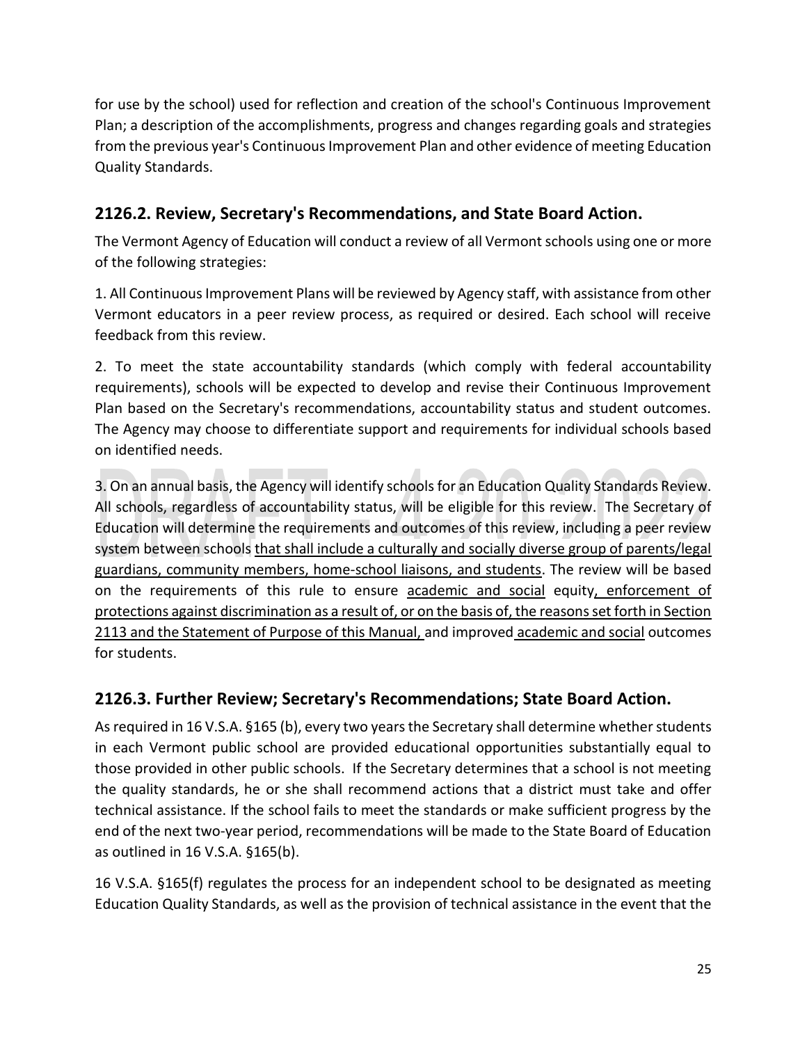for use by the school) used for reflection and creation of the school's Continuous Improvement Plan; a description of the accomplishments, progress and changes regarding goals and strategies from the previous year's Continuous Improvement Plan and other evidence of meeting Education Quality Standards.

## 2126.2. Review, Secretary's Recommendations, and State Board Action.

The Vermont Agency of Education will conduct a review of all Vermont schools using one or more of the following strategies:

1. All Continuous Improvement Plans will be reviewed by Agency staff, with assistance from other Vermont educators in a peer review process, as required or desired. Each school will receive feedback from this review.

2. To meet the state accountability standards (which comply with federal accountability requirements), schools will be expected to develop and revise their Continuous Improvement Plan based on the Secretary's recommendations, accountability status and student outcomes. The Agency may choose to differentiate support and requirements for individual schools based on identified needs.

3. On an annual basis, the Agency will identify schools for an Education Quality Standards Review. All schools, regardless of accountability status, will be eligible for this review. The Secretary of Education will determine the requirements and outcomes of this review, including a peer review system between schools <u>that shall include a culturally and socially diverse group of parents/legal guardians, community members, home-school liaisons, and students</u>. The review will be based on the requirements of this rule to ensure <u>academic and social</u> equity<u>, enforcement of protections against discrimination as a result of, or on the basis of, the reasons set forth in Section 2113 and the Statement of Purpose of this Manual,</u> and improved <u>academic and social</u> outcomes for students.

## 2126.3. Further Review; Secretary's Recommendations; State Board Action.

As required in 16 V.S.A. §165 (b), every two years the Secretary shall determine whether students in each Vermont public school are provided educational opportunities substantially equal to those provided in other public schools. If the Secretary determines that a school is not meeting the quality standards, he or she shall recommend actions that a district must take and offer technical assistance. If the school fails to meet the standards or make sufficient progress by the end of the next two-year period, recommendations will be made to the State Board of Education as outlined in 16 V.S.A. §165(b).

16 V.S.A. §165(f) regulates the process for an independent school to be designated as meeting Education Quality Standards, as well as the provision of technical assistance in the event that the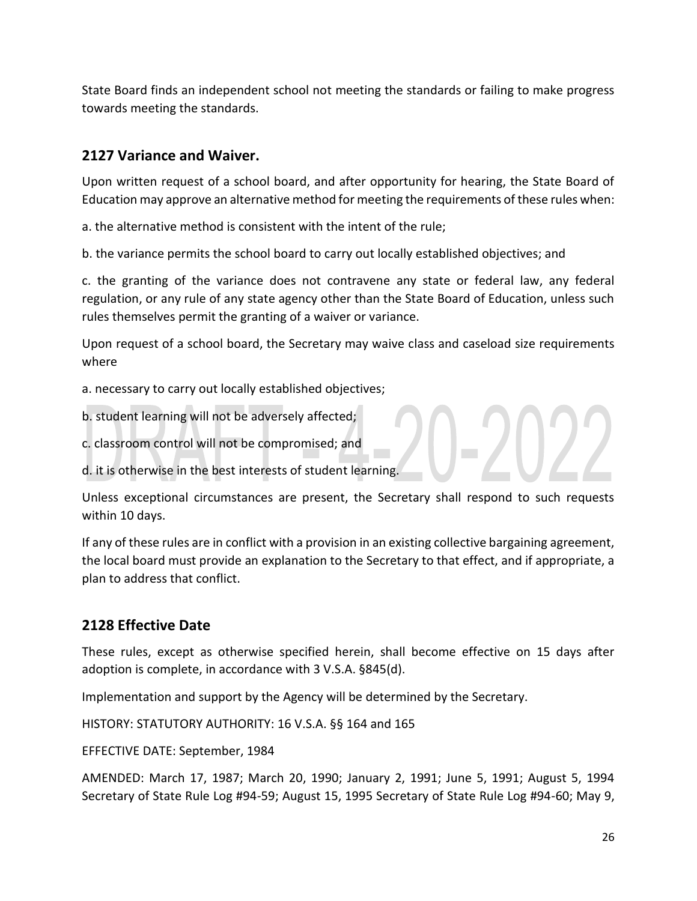State Board finds an independent school not meeting the standards or failing to make progress towards meeting the standards.

## 2127 Variance and Waiver.

Upon written request of a school board, and after opportunity for hearing, the State Board of Education may approve an alternative method for meeting the requirements of these rules when:

a. the alternative method is consistent with the intent of the rule;

b. the variance permits the school board to carry out locally established objectives; and

c. the granting of the variance does not contravene any state or federal law, any federal regulation, or any rule of any state agency other than the State Board of Education, unless such rules themselves permit the granting of a waiver or variance.

Upon request of a school board, the Secretary may waive class and caseload size requirements where

a. necessary to carry out locally established objectives;

b. student learning will not be adversely affected;

c. classroom control will not be compromised; and

d. it is otherwise in the best interests of student learning.

Unless exceptional circumstances are present, the Secretary shall respond to such requests within 10 days.

If any of these rules are in conflict with a provision in an existing collective bargaining agreement, the local board must provide an explanation to the Secretary to that effect, and if appropriate, a plan to address that conflict.

## 2128 Effective Date

These rules, except as otherwise specified herein, shall become effective on 15 days after adoption is complete, in accordance with 3 V.S.A. §845(d).

Implementation and support by the Agency will be determined by the Secretary.

HISTORY: STATUTORY AUTHORITY: 16 V.S.A. §§ 164 and 165

EFFECTIVE DATE: September, 1984

AMENDED: March 17, 1987; March 20, 1990; January 2, 1991; June 5, 1991; August 5, 1994 Secretary of State Rule Log #94-59; August 15, 1995 Secretary of State Rule Log #94-60; May 9,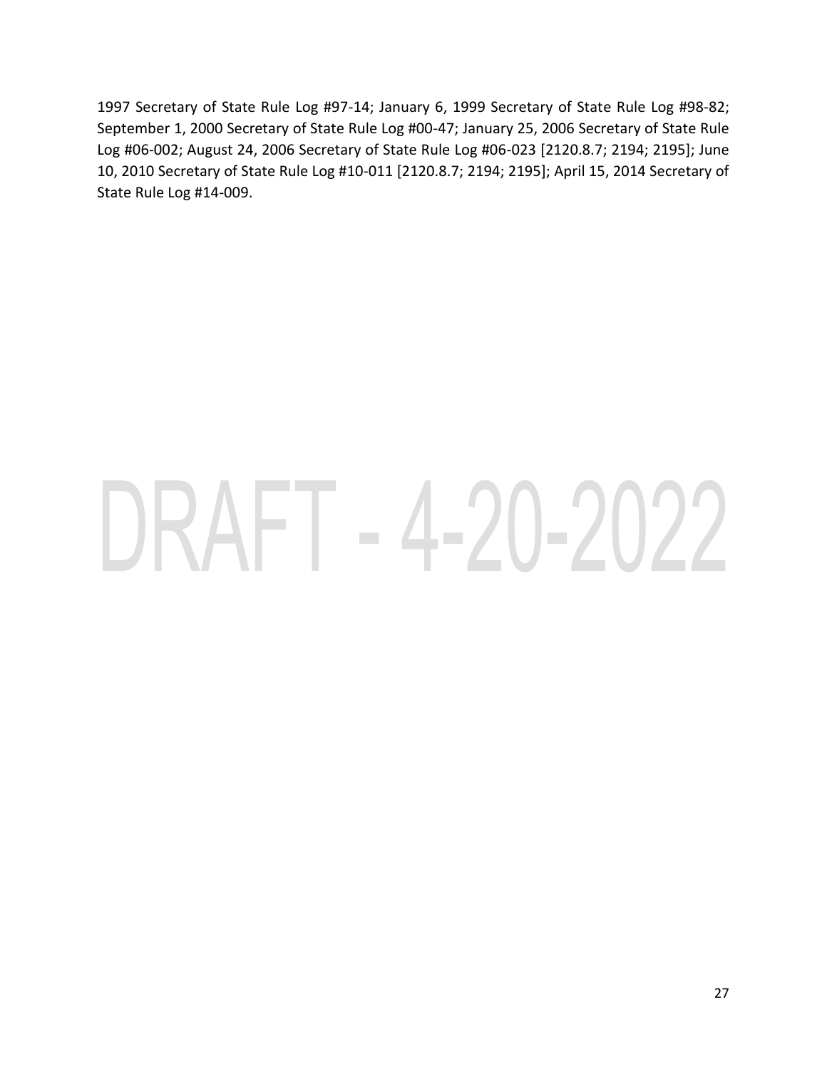1997 Secretary of State Rule Log #97-14; January 6, 1999 Secretary of State Rule Log #98-82; September 1, 2000 Secretary of State Rule Log #00-47; January 25, 2006 Secretary of State Rule Log #06-002; August 24, 2006 Secretary of State Rule Log #06-023 [2120.8.7; 2194; 2195]; June 10, 2010 Secretary of State Rule Log #10-011 [2120.8.7; 2194; 2195]; April 15, 2014 Secretary of State Rule Log #14-009.